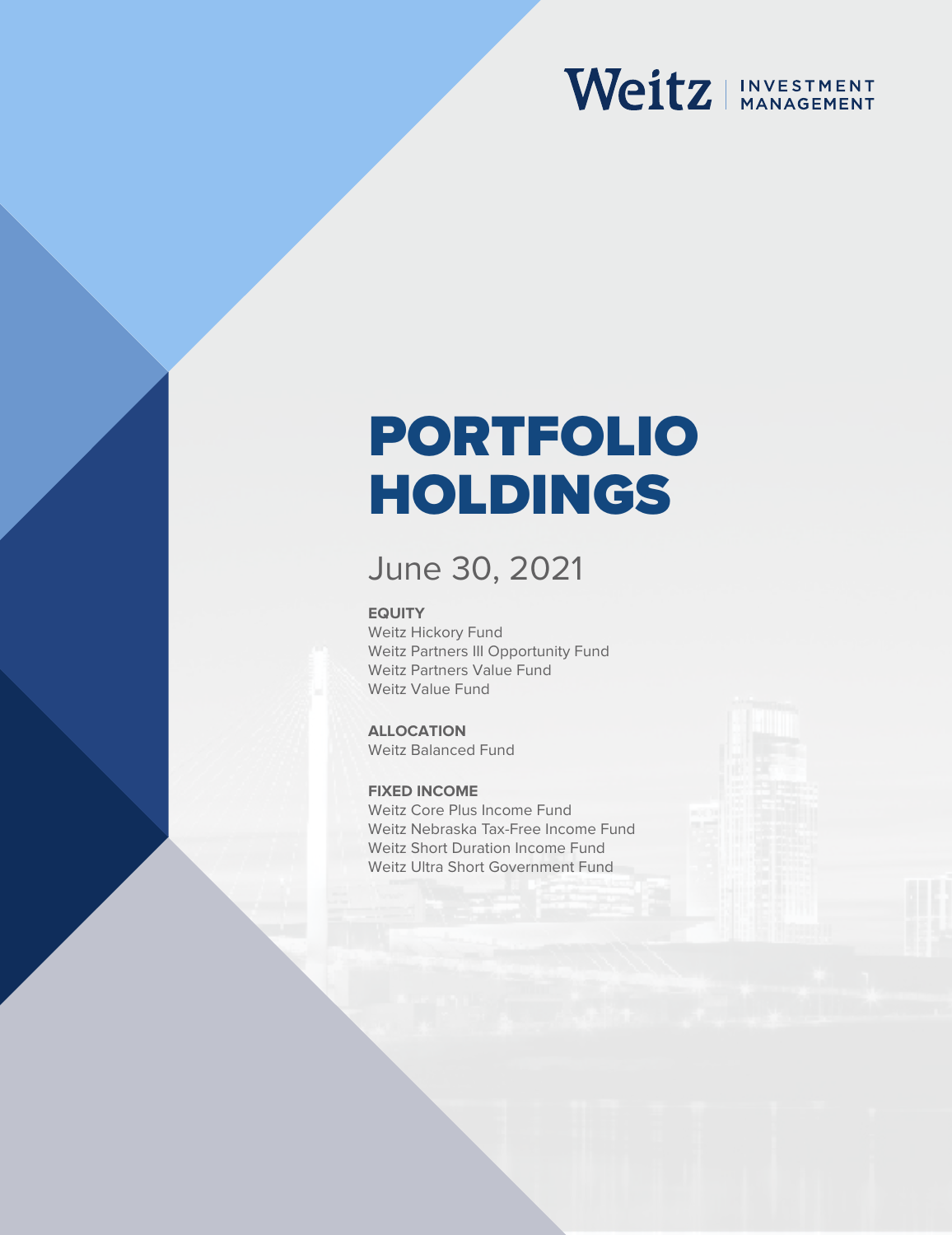Weitz | INVESTMENT MANAGEMENT

# PORTFOLIO HOLDINGS

## June 30, 2021

**EQUITY**

Weitz Hickory Fund
Weitz Partners III Opportunity Fund
Weitz Partners Value Fund
Weitz Value Fund

**ALLOCATION**

Weitz Balanced Fund

**FIXED INCOME**

Weitz Core Plus Income Fund
Weitz Nebraska Tax-Free Income Fund
Weitz Short Duration Income Fund
Weitz Ultra Short Government Fund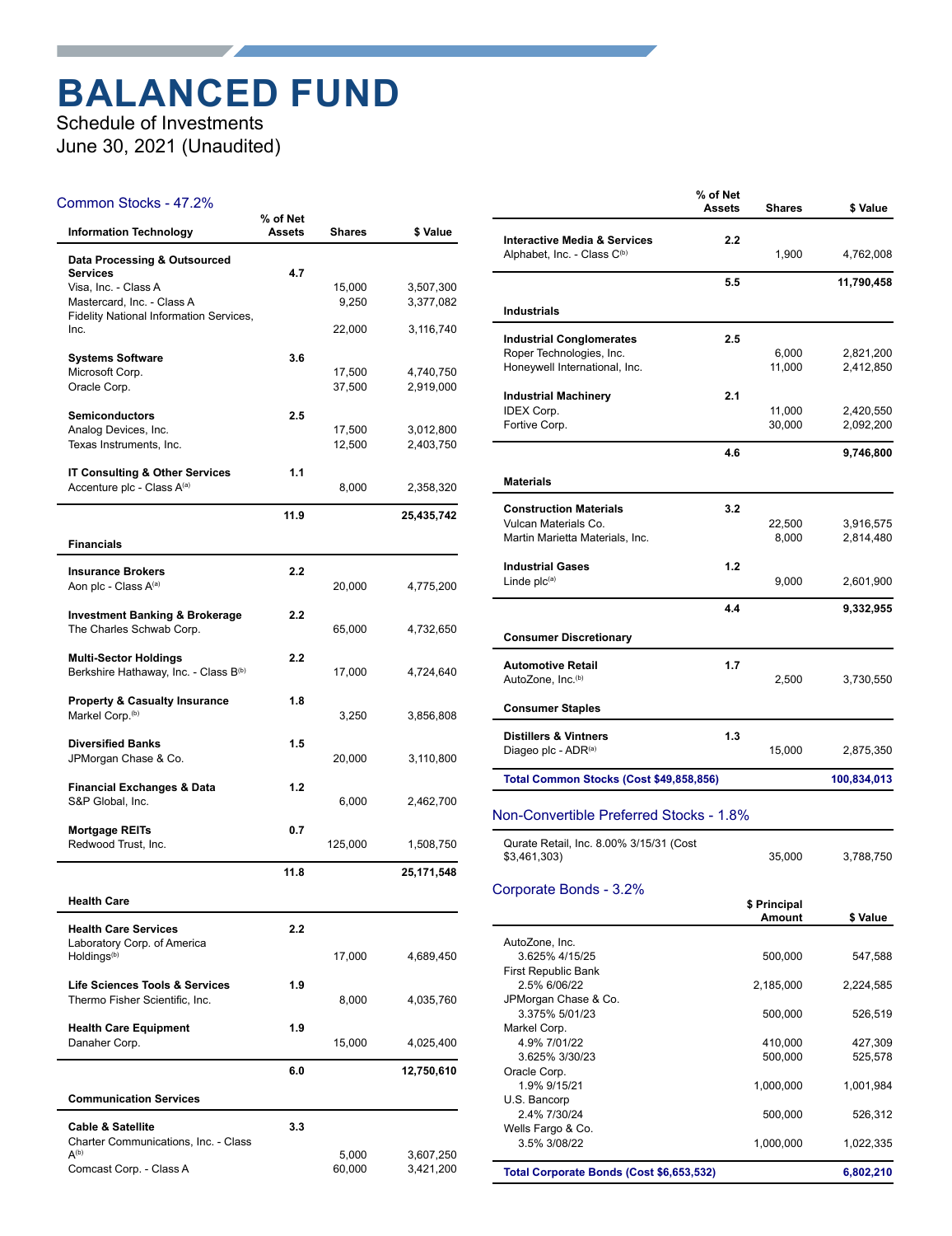# BALANCED FUND

Schedule of Investments
June 30, 2021 (Unaudited)

## Common Stocks - 47.2%

| Information Technology | % of Net Assets | Shares | $ Value |
|---|---|---|---|
| **Data Processing & Outsourced Services** | 4.7 | | |
| Visa, Inc. - Class A | | 15,000 | 3,507,300 |
| Mastercard, Inc. - Class A | | 9,250 | 3,377,082 |
| Fidelity National Information Services, Inc. | | 22,000 | 3,116,740 |
| **Systems Software** | 3.6 | | |
| Microsoft Corp. | | 17,500 | 4,740,750 |
| Oracle Corp. | | 37,500 | 2,919,000 |
| **Semiconductors** | 2.5 | | |
| Analog Devices, Inc. | | 17,500 | 3,012,800 |
| Texas Instruments, Inc. | | 12,500 | 2,403,750 |
| **IT Consulting & Other Services** | 1.1 | | |
| Accenture plc - Class A[(a)] | | 8,000 | 2,358,320 |
| | **11.9** | | **25,435,742** |
| **Financials** | | | |
| **Insurance Brokers** | 2.2 | | |
| Aon plc - Class A[(a)] | | 20,000 | 4,775,200 |
| **Investment Banking & Brokerage** | 2.2 | | |
| The Charles Schwab Corp. | | 65,000 | 4,732,650 |
| **Multi-Sector Holdings** | 2.2 | | |
| Berkshire Hathaway, Inc. - Class B[(b)] | | 17,000 | 4,724,640 |
| **Property & Casualty Insurance** | 1.8 | | |
| Markel Corp.[(b)] | | 3,250 | 3,856,808 |
| **Diversified Banks** | 1.5 | | |
| JPMorgan Chase & Co. | | 20,000 | 3,110,800 |
| **Financial Exchanges & Data** | 1.2 | | |
| S&P Global, Inc. | | 6,000 | 2,462,700 |
| **Mortgage REITs** | 0.7 | | |
| Redwood Trust, Inc. | | 125,000 | 1,508,750 |
| | **11.8** | | **25,171,548** |
| **Health Care** | | | |
| **Health Care Services** | 2.2 | | |
| Laboratory Corp. of America Holdings[(b)] | | 17,000 | 4,689,450 |
| **Life Sciences Tools & Services** | 1.9 | | |
| Thermo Fisher Scientific, Inc. | | 8,000 | 4,035,760 |
| **Health Care Equipment** | 1.9 | | |
| Danaher Corp. | | 15,000 | 4,025,400 |
| | **6.0** | | **12,750,610** |
| **Communication Services** | | | |
| **Cable & Satellite** | 3.3 | | |
| Charter Communications, Inc. - Class A[(b)] | | 5,000 | 3,607,250 |
| Comcast Corp. - Class A | | 60,000 | 3,421,200 |
| **Interactive Media & Services** | 2.2 | | |
| Alphabet, Inc. - Class C[(b)] | | 1,900 | 4,762,008 |
| | **5.5** | | **11,790,458** |
| **Industrials** | | | |
| **Industrial Conglomerates** | 2.5 | | |
| Roper Technologies, Inc. | | 6,000 | 2,821,200 |
| Honeywell International, Inc. | | 11,000 | 2,412,850 |
| **Industrial Machinery** | 2.1 | | |
| IDEX Corp. | | 11,000 | 2,420,550 |
| Fortive Corp. | | 30,000 | 2,092,200 |
| | **4.6** | | **9,746,800** |
| **Materials** | | | |
| **Construction Materials** | 3.2 | | |
| Vulcan Materials Co. | | 22,500 | 3,916,575 |
| Martin Marietta Materials, Inc. | | 8,000 | 2,814,480 |
| **Industrial Gases** | 1.2 | | |
| Linde plc[(a)] | | 9,000 | 2,601,900 |
| | **4.4** | | **9,332,955** |
| **Consumer Discretionary** | | | |
| **Automotive Retail** | 1.7 | | |
| AutoZone, Inc.[(b)] | | 2,500 | 3,730,550 |
| **Consumer Staples** | | | |
| **Distillers & Vintners** | 1.3 | | |
| Diageo plc - ADR[(a)] | | 15,000 | 2,875,350 |
| **Total Common Stocks (Cost $49,858,856)** | | | **100,834,013** |

## Non-Convertible Preferred Stocks - 1.8%

| | Shares | $ Value |
|---|---|---|
| Qurate Retail, Inc. 8.00% 3/15/31 (Cost $3,461,303) | 35,000 | 3,788,750 |

## Corporate Bonds - 3.2%

| | $ Principal Amount | $ Value |
|---|---|---|
| AutoZone, Inc. | | |
| 3.625% 4/15/25 | 500,000 | 547,588 |
| First Republic Bank | | |
| 2.5% 6/06/22 | 2,185,000 | 2,224,585 |
| JPMorgan Chase & Co. | | |
| 3.375% 5/01/23 | 500,000 | 526,519 |
| Markel Corp. | | |
| 4.9% 7/01/22 | 410,000 | 427,309 |
| 3.625% 3/30/23 | 500,000 | 525,578 |
| Oracle Corp. | | |
| 1.9% 9/15/21 | 1,000,000 | 1,001,984 |
| U.S. Bancorp | | |
| 2.4% 7/30/24 | 500,000 | 526,312 |
| Wells Fargo & Co. | | |
| 3.5% 3/08/22 | 1,000,000 | 1,022,335 |
| **Total Corporate Bonds (Cost $6,653,532)** | | **6,802,210** |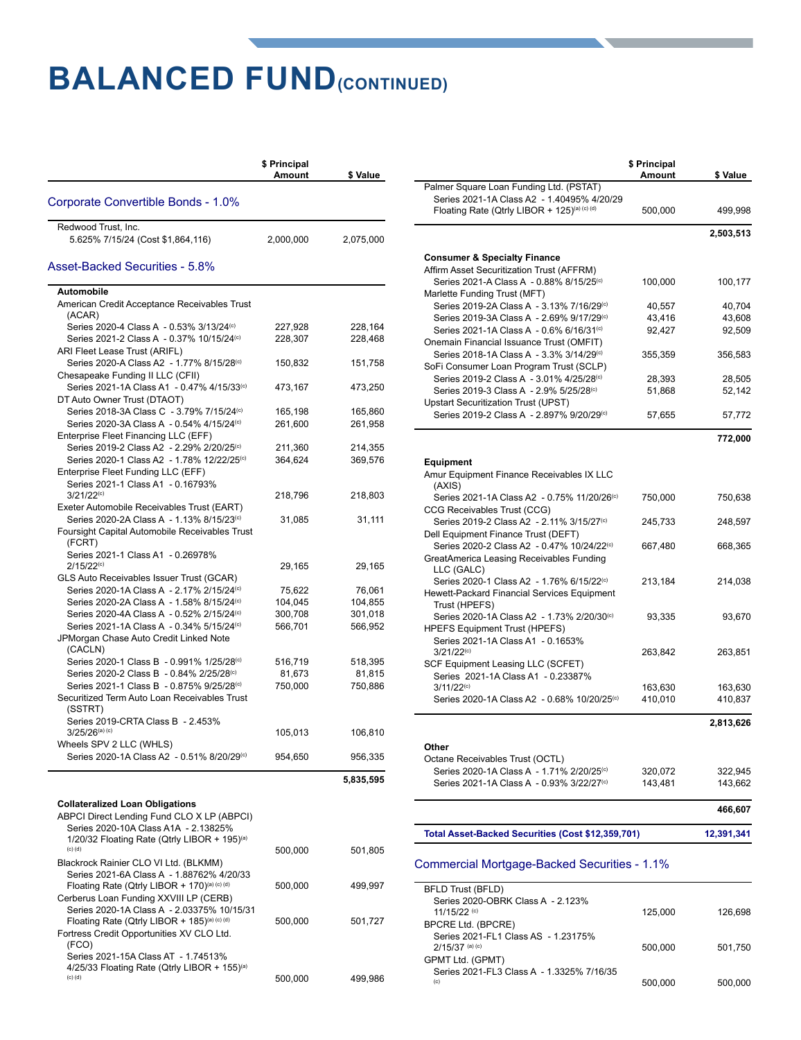# BALANCED FUND (CONTINUED)

| | $ Principal Amount | $ Value |
|---|---|---|
| **Corporate Convertible Bonds - 1.0%** | | |
| Redwood Trust, Inc. | | |
| 5.625% 7/15/24 (Cost $1,864,116) | 2,000,000 | 2,075,000 |
| **Asset-Backed Securities - 5.8%** | | |
| **Automobile** | | |
| American Credit Acceptance Receivables Trust (ACAR) | | |
| Series 2020-4 Class A - 0.53% 3/13/24[c] | 227,928 | 228,164 |
| Series 2021-2 Class A - 0.37% 10/15/24[c] | 228,307 | 228,468 |
| ARI Fleet Lease Trust (ARIFL) | | |
| Series 2020-A Class A2 - 1.77% 8/15/28[c] | 150,832 | 151,758 |
| Chesapeake Funding II LLC (CFII) | | |
| Series 2021-1A Class A1 - 0.47% 4/15/33[c] | 473,167 | 473,250 |
| DT Auto Owner Trust (DTAOT) | | |
| Series 2018-3A Class C - 3.79% 7/15/24[c] | 165,198 | 165,860 |
| Series 2020-3A Class A - 0.54% 4/15/24[c] | 261,600 | 261,958 |
| Enterprise Fleet Financing LLC (EFF) | | |
| Series 2019-2 Class A2 - 2.29% 2/20/25[c] | 211,360 | 214,355 |
| Series 2020-1 Class A2 - 1.78% 12/22/25[c] | 364,624 | 369,576 |
| Enterprise Fleet Funding LLC (EFF) | | |
| Series 2021-1 Class A1 - 0.16793% 3/21/22[c] | 218,796 | 218,803 |
| Exeter Automobile Receivables Trust (EART) | | |
| Series 2020-2A Class A - 1.13% 8/15/23[c] | 31,085 | 31,111 |
| Foursight Capital Automobile Receivables Trust (FCRT) | | |
| Series 2021-1 Class A1 - 0.26978% 2/15/22[c] | 29,165 | 29,165 |
| GLS Auto Receivables Issuer Trust (GCAR) | | |
| Series 2020-1A Class A - 2.17% 2/15/24[c] | 75,622 | 76,061 |
| Series 2020-2A Class A - 1.58% 8/15/24[c] | 104,045 | 104,855 |
| Series 2020-4A Class A - 0.52% 2/15/24[c] | 300,708 | 301,018 |
| Series 2021-1A Class A - 0.34% 5/15/24[c] | 566,701 | 566,952 |
| JPMorgan Chase Auto Credit Linked Note (CACLN) | | |
| Series 2020-1 Class B - 0.991% 1/25/28[c] | 516,719 | 518,395 |
| Series 2020-2 Class B - 0.84% 2/25/28[c] | 81,673 | 81,815 |
| Series 2021-1 Class B - 0.875% 9/25/28[c] | 750,000 | 750,886 |
| Securitized Term Auto Loan Receivables Trust (SSTRT) | | |
| Series 2019-CRTA Class B - 2.453% 3/25/26[a] [c] | 105,013 | 106,810 |
| Wheels SPV 2 LLC (WHLS) | | |
| Series 2020-1A Class A2 - 0.51% 8/20/29[c] | 954,650 | 956,335 |
| | | **5,835,595** |
| **Collateralized Loan Obligations** | | |
| ABPCI Direct Lending Fund CLO X LP (ABPCI) | | |
| Series 2020-10A Class A1A - 2.13825% 1/20/32 Floating Rate (Qtrly LIBOR + 195)[a] [c] [d] | 500,000 | 501,805 |
| Blackrock Rainier CLO VI Ltd. (BLKMM) | | |
| Series 2021-6A Class A - 1.88762% 4/20/33 Floating Rate (Qtrly LIBOR + 170)[a] [c] [d] | 500,000 | 499,997 |
| Cerberus Loan Funding XXVIII LP (CERB) | | |
| Series 2020-1A Class A - 2.03375% 10/15/31 Floating Rate (Qtrly LIBOR + 185)[a] [c] [d] | 500,000 | 501,727 |
| Fortress Credit Opportunities XV CLO Ltd. (FCO) | | |
| Series 2021-15A Class AT - 1.74513% 4/25/33 Floating Rate (Qtrly LIBOR + 155)[a] [c] [d] | 500,000 | 499,986 |
| Palmer Square Loan Funding Ltd. (PSTAT) | | |
| Series 2021-1A Class A2 - 1.40495% 4/20/29 Floating Rate (Qtrly LIBOR + 125)[a] [c] [d] | 500,000 | 499,998 |
| | | **2,503,513** |
| **Consumer & Specialty Finance** | | |
| Affirm Asset Securitization Trust (AFFRM) | | |
| Series 2021-A Class A - 0.88% 8/15/25[c] | 100,000 | 100,177 |
| Marlette Funding Trust (MFT) | | |
| Series 2019-2A Class A - 3.13% 7/16/29[c] | 40,557 | 40,704 |
| Series 2019-3A Class A - 2.69% 9/17/29[c] | 43,416 | 43,608 |
| Series 2021-1A Class A - 0.6% 6/16/31[c] | 92,427 | 92,509 |
| Onemain Financial Issuance Trust (OMFIT) | | |
| Series 2018-1A Class A - 3.3% 3/14/29[c] | 355,359 | 356,583 |
| SoFi Consumer Loan Program Trust (SCLP) | | |
| Series 2019-2 Class A - 3.01% 4/25/28[c] | 28,393 | 28,505 |
| Series 2019-3 Class A - 2.9% 5/25/28[c] | 51,868 | 52,142 |
| Upstart Securitization Trust (UPST) | | |
| Series 2019-2 Class A - 2.897% 9/20/29[c] | 57,655 | 57,772 |
| | | **772,000** |
| **Equipment** | | |
| Amur Equipment Finance Receivables IX LLC (AXIS) | | |
| Series 2021-1A Class A2 - 0.75% 11/20/26[c] | 750,000 | 750,638 |
| CCG Receivables Trust (CCG) | | |
| Series 2019-2 Class A2 - 2.11% 3/15/27[c] | 245,733 | 248,597 |
| Dell Equipment Finance Trust (DEFT) | | |
| Series 2020-2 Class A2 - 0.47% 10/24/22[c] | 667,480 | 668,365 |
| GreatAmerica Leasing Receivables Funding LLC (GALC) | | |
| Series 2020-1 Class A2 - 1.76% 6/15/22[c] | 213,184 | 214,038 |
| Hewett-Packard Financial Services Equipment Trust (HPEFS) | | |
| Series 2020-1A Class A2 - 1.73% 2/20/30[c] | 93,335 | 93,670 |
| HPEFS Equipment Trust (HPEFS) | | |
| Series 2021-1A Class A1 - 0.1653% 3/21/22[c] | 263,842 | 263,851 |
| SCF Equipment Leasing LLC (SCFET) | | |
| Series 2021-1A Class A1 - 0.23387% 3/11/22[c] | 163,630 | 163,630 |
| Series 2020-1A Class A2 - 0.68% 10/20/25[c] | 410,010 | 410,837 |
| | | **2,813,626** |
| **Other** | | |
| Octane Receivables Trust (OCTL) | | |
| Series 2020-1A Class A - 1.71% 2/20/25[c] | 320,072 | 322,945 |
| Series 2021-1A Class A - 0.93% 3/22/27[c] | 143,481 | 143,662 |
| | | **466,607** |
| **Total Asset-Backed Securities (Cost $12,359,701)** | | **12,391,341** |
| **Commercial Mortgage-Backed Securities - 1.1%** | | |
| BFLD Trust (BFLD) | | |
| Series 2020-OBRK Class A - 2.123% 11/15/22 [c] | 125,000 | 126,698 |
| BPCRE Ltd. (BPCRE) | | |
| Series 2021-FL1 Class AS - 1.23175% 2/15/37 [a] [c] | 500,000 | 501,750 |
| GPMT Ltd. (GPMT) | | |
| Series 2021-FL3 Class A - 1.3325% 7/16/35 [c] | 500,000 | 500,000 |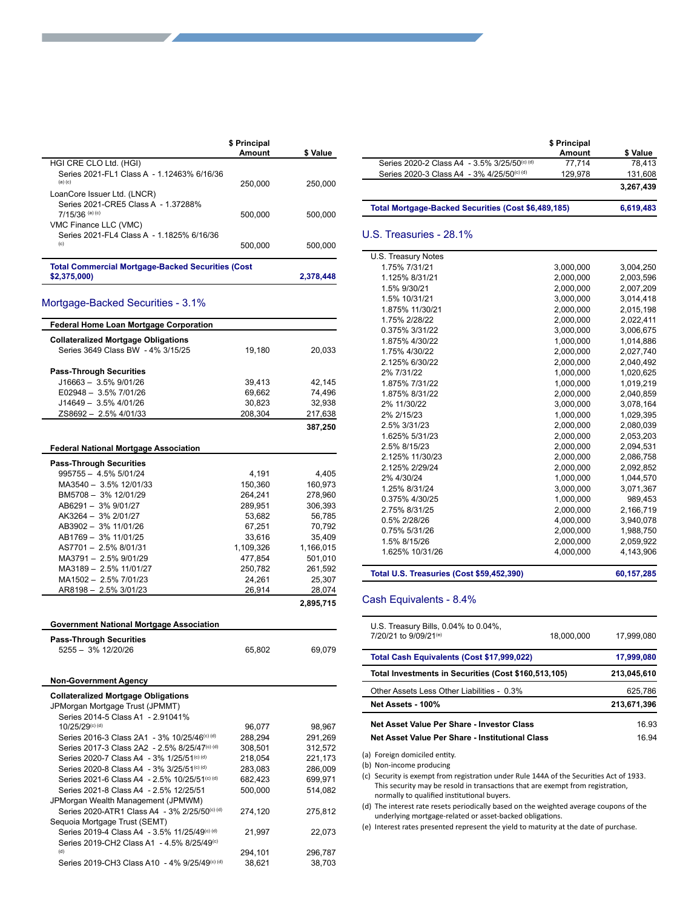| | $ Principal Amount | $ Value |
|---|---|---|
| HGI CRE CLO Ltd. (HGI) | | |
| Series 2021-FL1 Class A - 1.12463% 6/16/36 (a) (c) | 250,000 | 250,000 |
| LoanCore Issuer Ltd. (LNCR) | | |
| Series 2021-CRE5 Class A - 1.37288% 7/15/36 (a) (c) | 500,000 | 500,000 |
| VMC Finance LLC (VMC) | | |
| Series 2021-FL4 Class A - 1.1825% 6/16/36 (c) | 500,000 | 500,000 |
| **Total Commercial Mortgage-Backed Securities (Cost $2,375,000)** | | **2,378,448** |

## Mortgage-Backed Securities - 3.1%

| | $ Principal Amount | $ Value |
|---|---|---|
| **Federal Home Loan Mortgage Corporation** | | |
| **Collateralized Mortgage Obligations** | | |
| Series 3649 Class BW - 4% 3/15/25 | 19,180 | 20,033 |
| **Pass-Through Securities** | | |
| J16663 – 3.5% 9/01/26 | 39,413 | 42,145 |
| E02948 – 3.5% 7/01/26 | 69,662 | 74,496 |
| J14649 – 3.5% 4/01/26 | 30,823 | 32,938 |
| ZS8692 – 2.5% 4/01/33 | 208,304 | 217,638 |
| | | **387,250** |
| **Federal National Mortgage Association** | | |
| **Pass-Through Securities** | | |
| 995755 – 4.5% 5/01/24 | 4,191 | 4,405 |
| MA3540 – 3.5% 12/01/33 | 150,360 | 160,973 |
| BM5708 – 3% 12/01/29 | 264,241 | 278,960 |
| AB6291 – 3% 9/01/27 | 289,951 | 306,393 |
| AK3264 – 3% 2/01/27 | 53,682 | 56,785 |
| AB3902 – 3% 11/01/26 | 67,251 | 70,792 |
| AB1769 – 3% 11/01/25 | 33,616 | 35,409 |
| AS7701 – 2.5% 8/01/31 | 1,109,326 | 1,166,015 |
| MA3791 – 2.5% 9/01/29 | 477,854 | 501,010 |
| MA3189 – 2.5% 11/01/27 | 250,782 | 261,592 |
| MA1502 – 2.5% 7/01/23 | 24,261 | 25,307 |
| AR8198 – 2.5% 3/01/23 | 26,914 | 28,074 |
| | | **2,895,715** |
| **Government National Mortgage Association** | | |
| **Pass-Through Securities** | | |
| 5255 – 3% 12/20/26 | 65,802 | 69,079 |
| **Non-Government Agency** | | |
| **Collateralized Mortgage Obligations** | | |
| JPMorgan Mortgage Trust (JPMMT) | | |
| Series 2014-5 Class A1 - 2.91041% 10/25/29 (c) (d) | 96,077 | 98,967 |
| Series 2016-3 Class 2A1 - 3% 10/25/46 (c) (d) | 288,294 | 291,269 |
| Series 2017-3 Class 2A2 - 2.5% 8/25/47 (c) (d) | 308,501 | 312,572 |
| Series 2020-7 Class A4 - 3% 1/25/51 (c) (d) | 218,054 | 221,173 |
| Series 2020-8 Class A4 - 3% 3/25/51 (c) (d) | 283,083 | 286,009 |
| Series 2021-6 Class A4 - 2.5% 10/25/51 (c) (d) | 682,423 | 699,971 |
| Series 2021-8 Class A4 - 2.5% 12/25/51 | 500,000 | 514,082 |
| JPMorgan Wealth Management (JPMWM) | | |
| Series 2020-ATR1 Class A4 - 3% 2/25/50 (c) (d) | 274,120 | 275,812 |
| Sequoia Mortgage Trust (SEMT) | | |
| Series 2019-4 Class A4 - 3.5% 11/25/49 (c) (d) | 21,997 | 22,073 |
| Series 2019-CH2 Class A1 - 4.5% 8/25/49 (c) (d) | 294,101 | 296,787 |
| Series 2019-CH3 Class A10 - 4% 9/25/49 (c) (d) | 38,621 | 38,703 |
| Series 2020-2 Class A4 - 3.5% 3/25/50 (c) (d) | 77,714 | 78,413 |
| Series 2020-3 Class A4 - 3% 4/25/50 (c) (d) | 129,978 | 131,608 |
| | | **3,267,439** |
| **Total Mortgage-Backed Securities (Cost $6,489,185)** | | **6,619,483** |

## U.S. Treasuries - 28.1%

| | $ Principal Amount | $ Value |
|---|---|---|
| U.S. Treasury Notes | | |
| 1.75% 7/31/21 | 3,000,000 | 3,004,250 |
| 1.125% 8/31/21 | 2,000,000 | 2,003,596 |
| 1.5% 9/30/21 | 2,000,000 | 2,007,209 |
| 1.5% 10/31/21 | 3,000,000 | 3,014,418 |
| 1.875% 11/30/21 | 2,000,000 | 2,015,198 |
| 1.75% 2/28/22 | 2,000,000 | 2,022,411 |
| 0.375% 3/31/22 | 3,000,000 | 3,006,675 |
| 1.875% 4/30/22 | 1,000,000 | 1,014,886 |
| 1.75% 4/30/22 | 2,000,000 | 2,027,740 |
| 2.125% 6/30/22 | 2,000,000 | 2,040,492 |
| 2% 7/31/22 | 1,000,000 | 1,020,625 |
| 1.875% 7/31/22 | 1,000,000 | 1,019,219 |
| 1.875% 8/31/22 | 2,000,000 | 2,040,859 |
| 2% 11/30/22 | 3,000,000 | 3,078,164 |
| 2% 2/15/23 | 1,000,000 | 1,029,395 |
| 2.5% 3/31/23 | 2,000,000 | 2,080,039 |
| 1.625% 5/31/23 | 2,000,000 | 2,053,203 |
| 2.5% 8/15/23 | 2,000,000 | 2,094,531 |
| 2.125% 11/30/23 | 2,000,000 | 2,086,758 |
| 2.125% 2/29/24 | 2,000,000 | 2,092,852 |
| 2% 4/30/24 | 1,000,000 | 1,044,570 |
| 1.25% 8/31/24 | 3,000,000 | 3,071,367 |
| 0.375% 4/30/25 | 1,000,000 | 989,453 |
| 2.75% 8/31/25 | 2,000,000 | 2,166,719 |
| 0.5% 2/28/26 | 4,000,000 | 3,940,078 |
| 0.75% 5/31/26 | 2,000,000 | 1,988,750 |
| 1.5% 8/15/26 | 2,000,000 | 2,059,922 |
| 1.625% 10/31/26 | 4,000,000 | 4,143,906 |
| **Total U.S. Treasuries (Cost $59,452,390)** | | **60,157,285** |

## Cash Equivalents - 8.4%

| | $ Principal Amount | $ Value |
|---|---|---|
| U.S. Treasury Bills, 0.04% to 0.04%, 7/20/21 to 9/09/21 (e) | 18,000,000 | 17,999,080 |
| **Total Cash Equivalents (Cost $17,999,022)** | | **17,999,080** |
| **Total Investments in Securities (Cost $160,513,105)** | | **213,045,610** |
| Other Assets Less Other Liabilities - 0.3% | | 625,786 |
| **Net Assets - 100%** | | **213,671,396** |
| **Net Asset Value Per Share - Investor Class** | | 16.93 |
| **Net Asset Value Per Share - Institutional Class** | | 16.94 |

(a) Foreign domiciled entity.

(b) Non-income producing

(c) Security is exempt from registration under Rule 144A of the Securities Act of 1933. This security may be resold in transactions that are exempt from registration, normally to qualified institutional buyers.

(d) The interest rate resets periodically based on the weighted average coupons of the underlying mortgage-related or asset-backed obligations.

(e) Interest rates presented represent the yield to maturity at the date of purchase.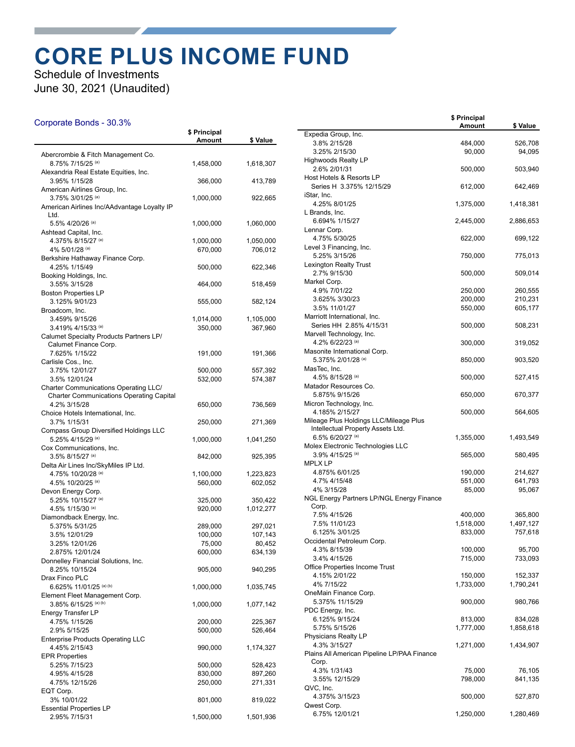# CORE PLUS INCOME FUND

Schedule of Investments

June 30, 2021 (Unaudited)

## Corporate Bonds - 30.3%

| | $ Principal Amount | $ Value |
|---|---|---|
| Abercrombie & Fitch Management Co. | | |
| 8.75% 7/15/25 [(a)] | 1,458,000 | 1,618,307 |
| Alexandria Real Estate Equities, Inc. | | |
| 3.95% 1/15/28 | 366,000 | 413,789 |
| American Airlines Group, Inc. | | |
| 3.75% 3/01/25 [(a)] | 1,000,000 | 922,665 |
| American Airlines Inc/AAdvantage Loyalty IP Ltd. | | |
| 5.5% 4/20/26 [(a)] | 1,000,000 | 1,060,000 |
| Ashtead Capital, Inc. | | |
| 4.375% 8/15/27 [(a)] | 1,000,000 | 1,050,000 |
| 4% 5/01/28 [(a)] | 670,000 | 706,012 |
| Berkshire Hathaway Finance Corp. | | |
| 4.25% 1/15/49 | 500,000 | 622,346 |
| Booking Holdings, Inc. | | |
| 3.55% 3/15/28 | 464,000 | 518,459 |
| Boston Properties LP | | |
| 3.125% 9/01/23 | 555,000 | 582,124 |
| Broadcom, Inc. | | |
| 3.459% 9/15/26 | 1,014,000 | 1,105,000 |
| 3.419% 4/15/33 [(a)] | 350,000 | 367,960 |
| Calumet Specialty Products Partners LP/ Calumet Finance Corp. | | |
| 7.625% 1/15/22 | 191,000 | 191,366 |
| Carlisle Cos., Inc. | | |
| 3.75% 12/01/27 | 500,000 | 557,392 |
| 3.5% 12/01/24 | 532,000 | 574,387 |
| Charter Communications Operating LLC/ Charter Communications Operating Capital | | |
| 4.2% 3/15/28 | 650,000 | 736,569 |
| Choice Hotels International, Inc. | | |
| 3.7% 1/15/31 | 250,000 | 271,369 |
| Compass Group Diversified Holdings LLC | | |
| 5.25% 4/15/29 [(a)] | 1,000,000 | 1,041,250 |
| Cox Communications, Inc. | | |
| 3.5% 8/15/27 [(a)] | 842,000 | 925,395 |
| Delta Air Lines Inc/SkyMiles IP Ltd. | | |
| 4.75% 10/20/28 [(a)] | 1,100,000 | 1,223,823 |
| 4.5% 10/20/25 [(a)] | 560,000 | 602,052 |
| Devon Energy Corp. | | |
| 5.25% 10/15/27 [(a)] | 325,000 | 350,422 |
| 4.5% 1/15/30 [(a)] | 920,000 | 1,012,277 |
| Diamondback Energy, Inc. | | |
| 5.375% 5/31/25 | 289,000 | 297,021 |
| 3.5% 12/01/29 | 100,000 | 107,143 |
| 3.25% 12/01/26 | 75,000 | 80,452 |
| 2.875% 12/01/24 | 600,000 | 634,139 |
| Donnelley Financial Solutions, Inc. | | |
| 8.25% 10/15/24 | 905,000 | 940,295 |
| Drax Finco PLC | | |
| 6.625% 11/01/25 [(a) (b)] | 1,000,000 | 1,035,745 |
| Element Fleet Management Corp. | | |
| 3.85% 6/15/25 [(a) (b)] | 1,000,000 | 1,077,142 |
| Energy Transfer LP | | |
| 4.75% 1/15/26 | 200,000 | 225,367 |
| 2.9% 5/15/25 | 500,000 | 526,464 |
| Enterprise Products Operating LLC | | |
| 4.45% 2/15/43 | 990,000 | 1,174,327 |
| EPR Properties | | |
| 5.25% 7/15/23 | 500,000 | 528,423 |
| 4.95% 4/15/28 | 830,000 | 897,260 |
| 4.75% 12/15/26 | 250,000 | 271,331 |
| EQT Corp. | | |
| 3% 10/01/22 | 801,000 | 819,022 |
| Essential Properties LP | | |
| 2.95% 7/15/31 | 1,500,000 | 1,501,936 |
| Expedia Group, Inc. | | |
| 3.8% 2/15/28 | 484,000 | 526,708 |
| 3.25% 2/15/30 | 90,000 | 94,095 |
| Highwoods Realty LP | | |
| 2.6% 2/01/31 | 500,000 | 503,940 |
| Host Hotels & Resorts LP | | |
| Series H 3.375% 12/15/29 | 612,000 | 642,469 |
| iStar, Inc. | | |
| 4.25% 8/01/25 | 1,375,000 | 1,418,381 |
| L Brands, Inc. | | |
| 6.694% 1/15/27 | 2,445,000 | 2,886,653 |
| Lennar Corp. | | |
| 4.75% 5/30/25 | 622,000 | 699,122 |
| Level 3 Financing, Inc. | | |
| 5.25% 3/15/26 | 750,000 | 775,013 |
| Lexington Realty Trust | | |
| 2.7% 9/15/30 | 500,000 | 509,014 |
| Markel Corp. | | |
| 4.9% 7/01/22 | 250,000 | 260,555 |
| 3.625% 3/30/23 | 200,000 | 210,231 |
| 3.5% 11/01/27 | 550,000 | 605,177 |
| Marriott International, Inc. | | |
| Series HH 2.85% 4/15/31 | 500,000 | 508,231 |
| Marvell Technology, Inc. | | |
| 4.2% 6/22/23 [(a)] | 300,000 | 319,052 |
| Masonite International Corp. | | |
| 5.375% 2/01/28 [(a)] | 850,000 | 903,520 |
| MasTec, Inc. | | |
| 4.5% 8/15/28 [(a)] | 500,000 | 527,415 |
| Matador Resources Co. | | |
| 5.875% 9/15/26 | 650,000 | 670,377 |
| Micron Technology, Inc. | | |
| 4.185% 2/15/27 | 500,000 | 564,605 |
| Mileage Plus Holdings LLC/Mileage Plus Intellectual Property Assets Ltd. | | |
| 6.5% 6/20/27 [(a)] | 1,355,000 | 1,493,549 |
| Molex Electronic Technologies LLC | | |
| 3.9% 4/15/25 [(a)] | 565,000 | 580,495 |
| MPLX LP | | |
| 4.875% 6/01/25 | 190,000 | 214,627 |
| 4.7% 4/15/48 | 551,000 | 641,793 |
| 4% 3/15/28 | 85,000 | 95,067 |
| NGL Energy Partners LP/NGL Energy Finance Corp. | | |
| 7.5% 4/15/26 | 400,000 | 365,800 |
| 7.5% 11/01/23 | 1,518,000 | 1,497,127 |
| 6.125% 3/01/25 | 833,000 | 757,618 |
| Occidental Petroleum Corp. | | |
| 4.3% 8/15/39 | 100,000 | 95,700 |
| 3.4% 4/15/26 | 715,000 | 733,093 |
| Office Properties Income Trust | | |
| 4.15% 2/01/22 | 150,000 | 152,337 |
| 4% 7/15/22 | 1,733,000 | 1,790,241 |
| OneMain Finance Corp. | | |
| 5.375% 11/15/29 | 900,000 | 980,766 |
| PDC Energy, Inc. | | |
| 6.125% 9/15/24 | 813,000 | 834,028 |
| 5.75% 5/15/26 | 1,777,000 | 1,858,618 |
| Physicians Realty LP | | |
| 4.3% 3/15/27 | 1,271,000 | 1,434,907 |
| Plains All American Pipeline LP/PAA Finance Corp. | | |
| 4.3% 1/31/43 | 75,000 | 76,105 |
| 3.55% 12/15/29 | 798,000 | 841,135 |
| QVC, Inc. | | |
| 4.375% 3/15/23 | 500,000 | 527,870 |
| Qwest Corp. | | |
| 6.75% 12/01/21 | 1,250,000 | 1,280,469 |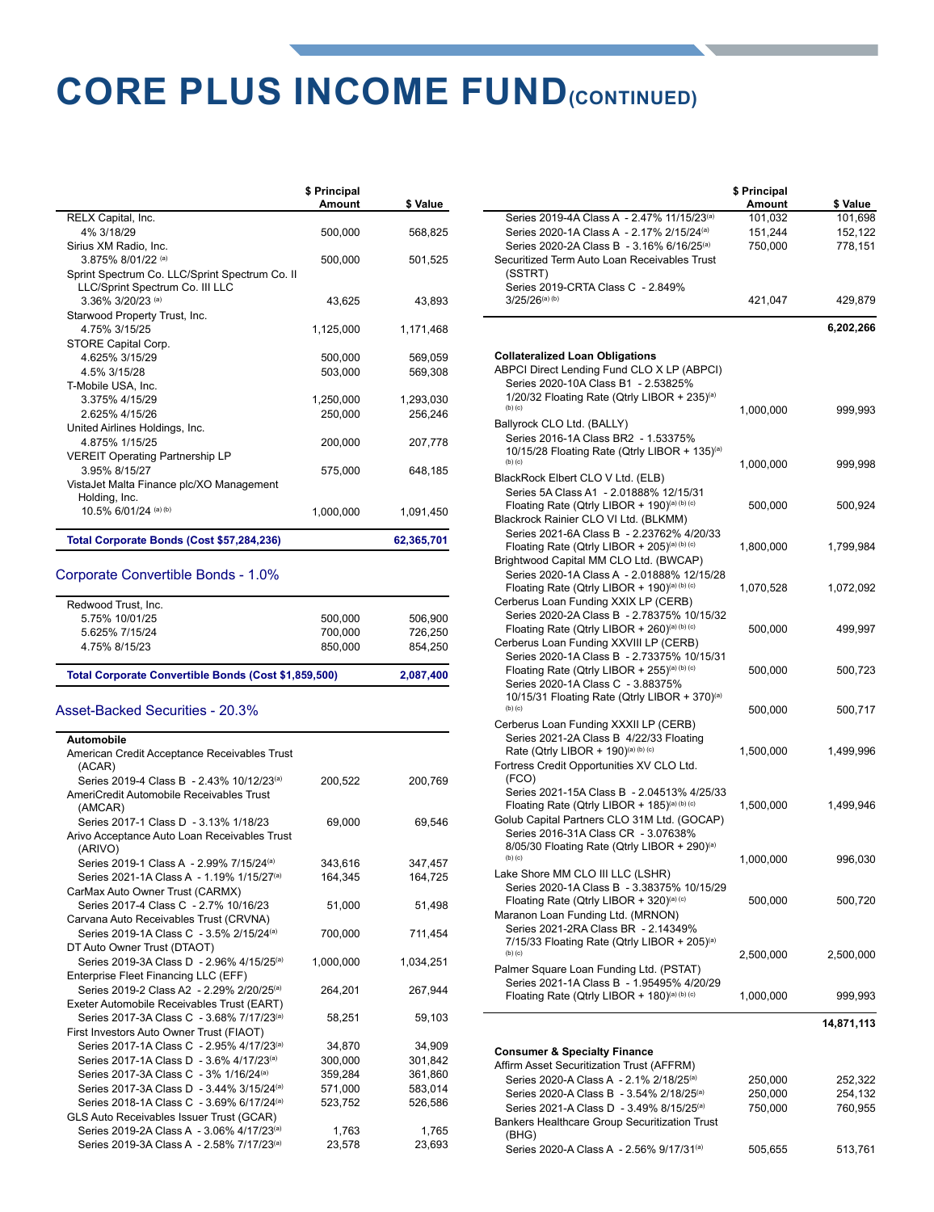# CORE PLUS INCOME FUND (CONTINUED)

| | $ Principal Amount | $ Value |
|---|---|---|
| RELX Capital, Inc. | | |
| 4% 3/18/29 | 500,000 | 568,825 |
| Sirius XM Radio, Inc. | | |
| 3.875% 8/01/22 [(a)] | 500,000 | 501,525 |
| Sprint Spectrum Co. LLC/Sprint Spectrum Co. II LLC/Sprint Spectrum Co. III LLC | | |
| 3.36% 3/20/23 [(a)] | 43,625 | 43,893 |
| Starwood Property Trust, Inc. | | |
| 4.75% 3/15/25 | 1,125,000 | 1,171,468 |
| STORE Capital Corp. | | |
| 4.625% 3/15/29 | 500,000 | 569,059 |
| 4.5% 3/15/28 | 503,000 | 569,308 |
| T-Mobile USA, Inc. | | |
| 3.375% 4/15/29 | 1,250,000 | 1,293,030 |
| 2.625% 4/15/26 | 250,000 | 256,246 |
| United Airlines Holdings, Inc. | | |
| 4.875% 1/15/25 | 200,000 | 207,778 |
| VEREIT Operating Partnership LP | | |
| 3.95% 8/15/27 | 575,000 | 648,185 |
| VistaJet Malta Finance plc/XO Management Holding, Inc. | | |
| 10.5% 6/01/24 [(a) (b)] | 1,000,000 | 1,091,450 |
| **Total Corporate Bonds (Cost $57,284,236)** | | **62,365,701** |

## Corporate Convertible Bonds - 1.0%

| | $ Principal Amount | $ Value |
|---|---|---|
| Redwood Trust, Inc. | | |
| 5.75% 10/01/25 | 500,000 | 506,900 |
| 5.625% 7/15/24 | 700,000 | 726,250 |
| 4.75% 8/15/23 | 850,000 | 854,250 |
| **Total Corporate Convertible Bonds (Cost $1,859,500)** | | **2,087,400** |

## Asset-Backed Securities - 20.3%

| | $ Principal Amount | $ Value |
|---|---|---|
| **Automobile** | | |
| American Credit Acceptance Receivables Trust (ACAR) | | |
| Series 2019-4 Class B - 2.43% 10/12/23[(a)] | 200,522 | 200,769 |
| AmeriCredit Automobile Receivables Trust (AMCAR) | | |
| Series 2017-1 Class D - 3.13% 1/18/23 | 69,000 | 69,546 |
| Arivo Acceptance Auto Loan Receivables Trust (ARIVO) | | |
| Series 2019-1 Class A - 2.99% 7/15/24[(a)] | 343,616 | 347,457 |
| Series 2021-1A Class A - 1.19% 1/15/27[(a)] | 164,345 | 164,725 |
| CarMax Auto Owner Trust (CARMX) | | |
| Series 2017-4 Class C - 2.7% 10/16/23 | 51,000 | 51,498 |
| Carvana Auto Receivables Trust (CRVNA) | | |
| Series 2019-1A Class C - 3.5% 2/15/24[(a)] | 700,000 | 711,454 |
| DT Auto Owner Trust (DTAOT) | | |
| Series 2019-3A Class D - 2.96% 4/15/25[(a)] | 1,000,000 | 1,034,251 |
| Enterprise Fleet Financing LLC (EFF) | | |
| Series 2019-2 Class A2 - 2.29% 2/20/25[(a)] | 264,201 | 267,944 |
| Exeter Automobile Receivables Trust (EART) | | |
| Series 2017-3A Class C - 3.68% 7/17/23[(a)] | 58,251 | 59,103 |
| First Investors Auto Owner Trust (FIAOT) | | |
| Series 2017-1A Class C - 2.95% 4/17/23[(a)] | 34,870 | 34,909 |
| Series 2017-1A Class D - 3.6% 4/17/23[(a)] | 300,000 | 301,842 |
| Series 2017-3A Class C - 3% 1/16/24[(a)] | 359,284 | 361,860 |
| Series 2017-3A Class D - 3.44% 3/15/24[(a)] | 571,000 | 583,014 |
| Series 2018-1A Class C - 3.69% 6/17/24[(a)] | 523,752 | 526,586 |
| GLS Auto Receivables Issuer Trust (GCAR) | | |
| Series 2019-2A Class A - 3.06% 4/17/23[(a)] | 1,763 | 1,765 |
| Series 2019-3A Class A - 2.58% 7/17/23[(a)] | 23,578 | 23,693 |
| Series 2019-4A Class A - 2.47% 11/15/23[(a)] | 101,032 | 101,698 |
| Series 2020-1A Class A - 2.17% 2/15/24[(a)] | 151,244 | 152,122 |
| Series 2020-2A Class B - 3.16% 6/16/25[(a)] | 750,000 | 778,151 |
| Securitized Term Auto Loan Receivables Trust (SSTRT) | | |
| Series 2019-CRTA Class C - 2.849% 3/25/26[(a) (b)] | 421,047 | 429,879 |
| | | **6,202,266** |
| **Collateralized Loan Obligations** | | |
| ABPCI Direct Lending Fund CLO X LP (ABPCI) | | |
| Series 2020-10A Class B1 - 2.53825% 1/20/32 Floating Rate (Qtrly LIBOR + 235)[(a) (b) (c)] | 1,000,000 | 999,993 |
| Ballyrock CLO Ltd. (BALLY) | | |
| Series 2016-1A Class BR2 - 1.53375% 10/15/28 Floating Rate (Qtrly LIBOR + 135)[(a) (b) (c)] | 1,000,000 | 999,998 |
| BlackRock Elbert CLO V Ltd. (ELB) | | |
| Series 5A Class A1 - 2.01888% 12/15/31 Floating Rate (Qtrly LIBOR + 190)[(a) (b) (c)] | 500,000 | 500,924 |
| Blackrock Rainier CLO VI Ltd. (BLKMM) | | |
| Series 2021-6A Class B - 2.23762% 4/20/33 Floating Rate (Qtrly LIBOR + 205)[(a) (b) (c)] | 1,800,000 | 1,799,984 |
| Brightwood Capital MM CLO Ltd. (BWCAP) | | |
| Series 2020-1A Class A - 2.01888% 12/15/28 Floating Rate (Qtrly LIBOR + 190)[(a) (b) (c)] | 1,070,528 | 1,072,092 |
| Cerberus Loan Funding XXIX LP (CERB) | | |
| Series 2020-2A Class B - 2.78375% 10/15/32 Floating Rate (Qtrly LIBOR + 260)[(a) (b) (c)] | 500,000 | 499,997 |
| Cerberus Loan Funding XXVIII LP (CERB) | | |
| Series 2020-1A Class B - 2.73375% 10/15/31 Floating Rate (Qtrly LIBOR + 255)[(a) (b) (c)] | 500,000 | 500,723 |
| Series 2020-1A Class C - 3.88375% 10/15/31 Floating Rate (Qtrly LIBOR + 370)[(a) (b) (c)] | 500,000 | 500,717 |
| Cerberus Loan Funding XXXII LP (CERB) | | |
| Series 2021-2A Class B 4/22/33 Floating Rate (Qtrly LIBOR + 190)[(a) (b) (c)] | 1,500,000 | 1,499,996 |
| Fortress Credit Opportunities XV CLO Ltd. (FCO) | | |
| Series 2021-15A Class B - 2.04513% 4/25/33 Floating Rate (Qtrly LIBOR + 185)[(a) (b) (c)] | 1,500,000 | 1,499,946 |
| Golub Capital Partners CLO 31M Ltd. (GOCAP) | | |
| Series 2016-31A Class CR - 3.07638% 8/05/30 Floating Rate (Qtrly LIBOR + 290)[(a) (b) (c)] | 1,000,000 | 996,030 |
| Lake Shore MM CLO III LLC (LSHR) | | |
| Series 2020-1A Class B - 3.38375% 10/15/29 Floating Rate (Qtrly LIBOR + 320)[(a) (c)] | 500,000 | 500,720 |
| Maranon Loan Funding Ltd. (MRNON) | | |
| Series 2021-2RA Class BR - 2.14349% 7/15/33 Floating Rate (Qtrly LIBOR + 205)[(a) (b) (c)] | 2,500,000 | 2,500,000 |
| Palmer Square Loan Funding Ltd. (PSTAT) | | |
| Series 2021-1A Class B - 1.95495% 4/20/29 Floating Rate (Qtrly LIBOR + 180)[(a) (b) (c)] | 1,000,000 | 999,993 |
| | | **14,871,113** |
| **Consumer & Specialty Finance** | | |
| Affirm Asset Securitization Trust (AFFRM) | | |
| Series 2020-A Class A - 2.1% 2/18/25[(a)] | 250,000 | 252,322 |
| Series 2020-A Class B - 3.54% 2/18/25[(a)] | 250,000 | 254,132 |
| Series 2021-A Class D - 3.49% 8/15/25[(a)] | 750,000 | 760,955 |
| Bankers Healthcare Group Securitization Trust (BHG) | | |
| Series 2020-A Class A - 2.56% 9/17/31[(a)] | 505,655 | 513,761 |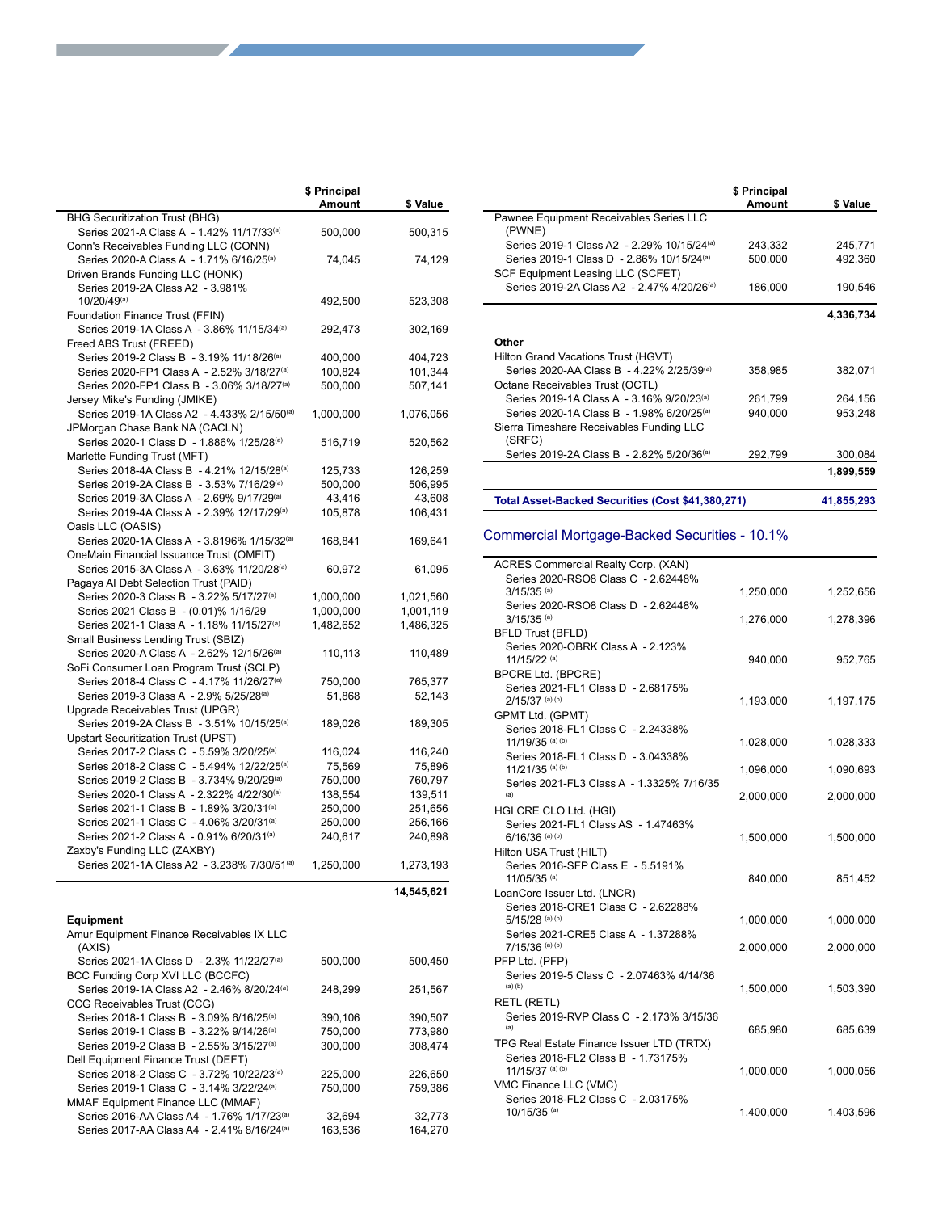| | $ Principal Amount | $ Value |
|---|---|---|
| BHG Securitization Trust (BHG) | | |
| Series 2021-A Class A - 1.42% 11/17/33[(a)] | 500,000 | 500,315 |
| Conn's Receivables Funding LLC (CONN) | | |
| Series 2020-A Class A - 1.71% 6/16/25[(a)] | 74,045 | 74,129 |
| Driven Brands Funding LLC (HONK) | | |
| Series 2019-2A Class A2 - 3.981% 10/20/49[(a)] | 492,500 | 523,308 |
| Foundation Finance Trust (FFIN) | | |
| Series 2019-1A Class A - 3.86% 11/15/34[(a)] | 292,473 | 302,169 |
| Freed ABS Trust (FREED) | | |
| Series 2019-2 Class B - 3.19% 11/18/26[(a)] | 400,000 | 404,723 |
| Series 2020-FP1 Class A - 2.52% 3/18/27[(a)] | 100,824 | 101,344 |
| Series 2020-FP1 Class B - 3.06% 3/18/27[(a)] | 500,000 | 507,141 |
| Jersey Mike's Funding (JMIKE) | | |
| Series 2019-1A Class A2 - 4.433% 2/15/50[(a)] | 1,000,000 | 1,076,056 |
| JPMorgan Chase Bank NA (CACLN) | | |
| Series 2020-1 Class D - 1.886% 1/25/28[(a)] | 516,719 | 520,562 |
| Marlette Funding Trust (MFT) | | |
| Series 2018-4A Class B - 4.21% 12/15/28[(a)] | 125,733 | 126,259 |
| Series 2019-2A Class B - 3.53% 7/16/29[(a)] | 500,000 | 506,995 |
| Series 2019-3A Class A - 2.69% 9/17/29[(a)] | 43,416 | 43,608 |
| Series 2019-4A Class A - 2.39% 12/17/29[(a)] | 105,878 | 106,431 |
| Oasis LLC (OASIS) | | |
| Series 2020-1A Class A - 3.8196% 1/15/32[(a)] | 168,841 | 169,641 |
| OneMain Financial Issuance Trust (OMFIT) | | |
| Series 2015-3A Class A - 3.63% 11/20/28[(a)] | 60,972 | 61,095 |
| Pagaya AI Debt Selection Trust (PAID) | | |
| Series 2020-3 Class B - 3.22% 5/17/27[(a)] | 1,000,000 | 1,021,560 |
| Series 2021 Class B - (0.01)% 1/16/29 | 1,000,000 | 1,001,119 |
| Series 2021-1 Class A - 1.18% 11/15/27[(a)] | 1,482,652 | 1,486,325 |
| Small Business Lending Trust (SBIZ) | | |
| Series 2020-A Class A - 2.62% 12/15/26[(a)] | 110,113 | 110,489 |
| SoFi Consumer Loan Program Trust (SCLP) | | |
| Series 2018-4 Class C - 4.17% 11/26/27[(a)] | 750,000 | 765,377 |
| Series 2019-3 Class A - 2.9% 5/25/28[(a)] | 51,868 | 52,143 |
| Upgrade Receivables Trust (UPGR) | | |
| Series 2019-2A Class B - 3.51% 10/15/25[(a)] | 189,026 | 189,305 |
| Upstart Securitization Trust (UPST) | | |
| Series 2017-2 Class C - 5.59% 3/20/25[(a)] | 116,024 | 116,240 |
| Series 2018-2 Class C - 5.494% 12/22/25[(a)] | 75,569 | 75,896 |
| Series 2019-2 Class B - 3.734% 9/20/29[(a)] | 750,000 | 760,797 |
| Series 2020-1 Class A - 2.322% 4/22/30[(a)] | 138,554 | 139,511 |
| Series 2021-1 Class B - 1.89% 3/20/31[(a)] | 250,000 | 251,656 |
| Series 2021-1 Class C - 4.06% 3/20/31[(a)] | 250,000 | 256,166 |
| Series 2021-2 Class A - 0.91% 6/20/31[(a)] | 240,617 | 240,898 |
| Zaxby's Funding LLC (ZAXBY) | | |
| Series 2021-1A Class A2 - 3.238% 7/30/51[(a)] | 1,250,000 | 1,273,193 |
| | | **14,545,621** |
| **Equipment** | | |
| Amur Equipment Finance Receivables IX LLC (AXIS) | | |
| Series 2021-1A Class D - 2.3% 11/22/27[(a)] | 500,000 | 500,450 |
| BCC Funding Corp XVI LLC (BCCFC) | | |
| Series 2019-1A Class A2 - 2.46% 8/20/24[(a)] | 248,299 | 251,567 |
| CCG Receivables Trust (CCG) | | |
| Series 2018-1 Class B - 3.09% 6/16/25[(a)] | 390,106 | 390,507 |
| Series 2019-1 Class B - 3.22% 9/14/26[(a)] | 750,000 | 773,980 |
| Series 2019-2 Class B - 2.55% 3/15/27[(a)] | 300,000 | 308,474 |
| Dell Equipment Finance Trust (DEFT) | | |
| Series 2018-2 Class C - 3.72% 10/22/23[(a)] | 225,000 | 226,650 |
| Series 2019-1 Class C - 3.14% 3/22/24[(a)] | 750,000 | 759,386 |
| MMAF Equipment Finance LLC (MMAF) | | |
| Series 2016-AA Class A4 - 1.76% 1/17/23[(a)] | 32,694 | 32,773 |
| Series 2017-AA Class A4 - 2.41% 8/16/24[(a)] | 163,536 | 164,270 |
| Pawnee Equipment Receivables Series LLC (PWNE) | | |
| Series 2019-1 Class A2 - 2.29% 10/15/24[(a)] | 243,332 | 245,771 |
| Series 2019-1 Class D - 2.86% 10/15/24[(a)] | 500,000 | 492,360 |
| SCF Equipment Leasing LLC (SCFET) | | |
| Series 2019-2A Class A2 - 2.47% 4/20/26[(a)] | 186,000 | 190,546 |
| | | **4,336,734** |
| **Other** | | |
| Hilton Grand Vacations Trust (HGVT) | | |
| Series 2020-AA Class B - 4.22% 2/25/39[(a)] | 358,985 | 382,071 |
| Octane Receivables Trust (OCTL) | | |
| Series 2019-1A Class A - 3.16% 9/20/23[(a)] | 261,799 | 264,156 |
| Series 2020-1A Class B - 1.98% 6/20/25[(a)] | 940,000 | 953,248 |
| Sierra Timeshare Receivables Funding LLC (SRFC) | | |
| Series 2019-2A Class B - 2.82% 5/20/36[(a)] | 292,799 | 300,084 |
| | | **1,899,559** |
| **Total Asset-Backed Securities (Cost $41,380,271)** | | **41,855,293** |

## Commercial Mortgage-Backed Securities - 10.1%

| | $ Principal Amount | $ Value |
|---|---|---|
| ACRES Commercial Realty Corp. (XAN) | | |
| Series 2020-RSO8 Class C - 2.62448% 3/15/35 [(a)] | 1,250,000 | 1,252,656 |
| Series 2020-RSO8 Class D - 2.62448% 3/15/35 [(a)] | 1,276,000 | 1,278,396 |
| BFLD Trust (BFLD) | | |
| Series 2020-OBRK Class A - 2.123% 11/15/22 [(a)] | 940,000 | 952,765 |
| BPCRE Ltd. (BPCRE) | | |
| Series 2021-FL1 Class D - 2.68175% 2/15/37 [(a) (b)] | 1,193,000 | 1,197,175 |
| GPMT Ltd. (GPMT) | | |
| Series 2018-FL1 Class C - 2.24338% 11/19/35 [(a) (b)] | 1,028,000 | 1,028,333 |
| Series 2018-FL1 Class D - 3.04338% 11/21/35 [(a) (b)] | 1,096,000 | 1,090,693 |
| Series 2021-FL3 Class A - 1.3325% 7/16/35 [(a)] | 2,000,000 | 2,000,000 |
| HGI CRE CLO Ltd. (HGI) | | |
| Series 2021-FL1 Class AS - 1.47463% 6/16/36 [(a) (b)] | 1,500,000 | 1,500,000 |
| Hilton USA Trust (HILT) | | |
| Series 2016-SFP Class E - 5.5191% 11/05/35 [(a)] | 840,000 | 851,452 |
| LoanCore Issuer Ltd. (LNCR) | | |
| Series 2018-CRE1 Class C - 2.62288% 5/15/28 [(a) (b)] | 1,000,000 | 1,000,000 |
| Series 2021-CRE5 Class A - 1.37288% 7/15/36 [(a) (b)] | 2,000,000 | 2,000,000 |
| PFP Ltd. (PFP) | | |
| Series 2019-5 Class C - 2.07463% 4/14/36 [(a) (b)] | 1,500,000 | 1,503,390 |
| RETL (RETL) | | |
| Series 2019-RVP Class C - 2.173% 3/15/36 [(a)] | 685,980 | 685,639 |
| TPG Real Estate Finance Issuer LTD (TRTX) | | |
| Series 2018-FL2 Class B - 1.73175% 11/15/37 [(a) (b)] | 1,000,000 | 1,000,056 |
| VMC Finance LLC (VMC) | | |
| Series 2018-FL2 Class C - 2.03175% 10/15/35 [(a)] | 1,400,000 | 1,403,596 |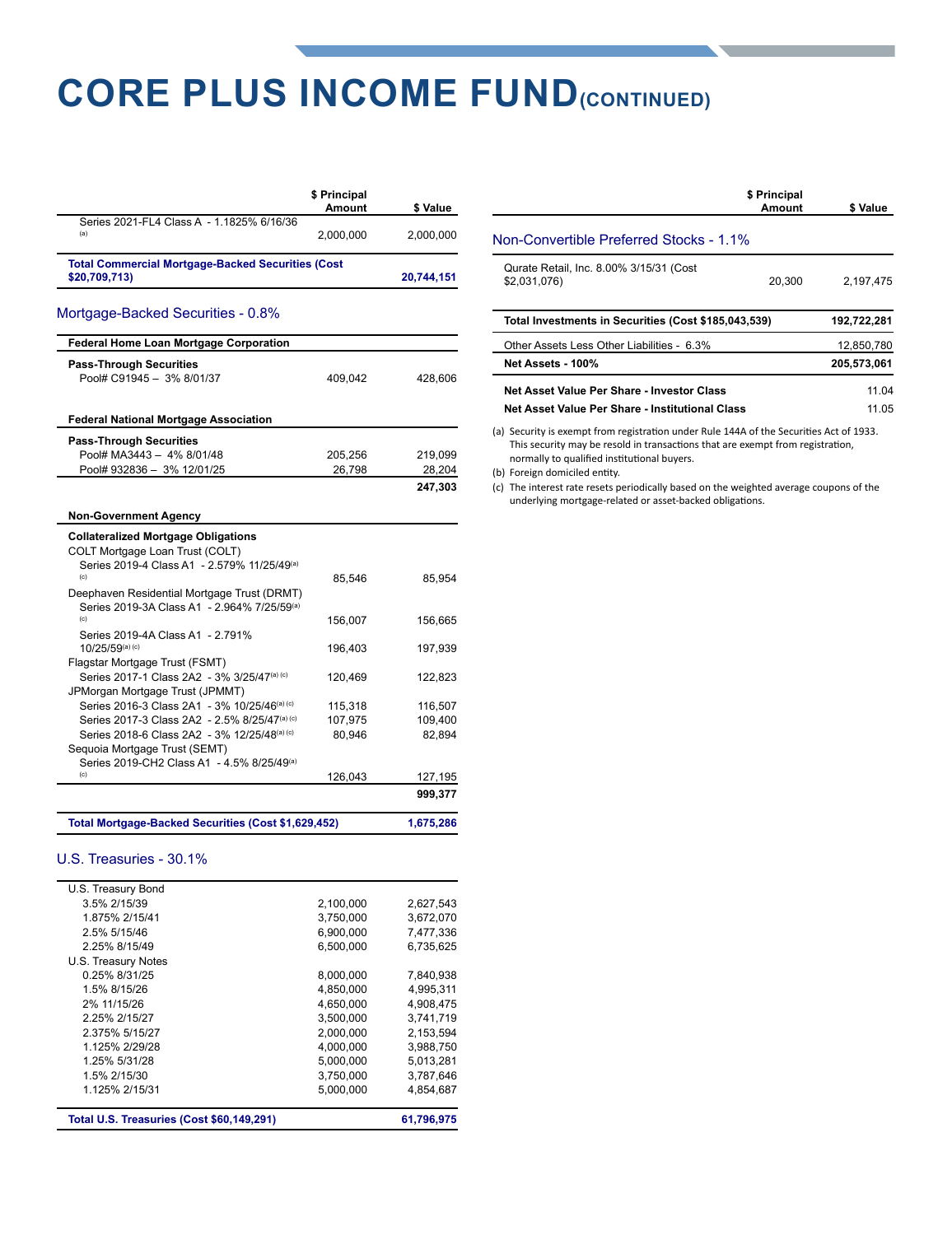# CORE PLUS INCOME FUND (CONTINUED)

| | $ Principal Amount | $ Value |
|---|---|---|
| Series 2021-FL4 Class A - 1.1825% 6/16/36 [(a)] | 2,000,000 | 2,000,000 |
| **Total Commercial Mortgage-Backed Securities (Cost $20,709,713)** | | **20,744,151** |

## Mortgage-Backed Securities - 0.8%

| | $ Principal Amount | $ Value |
|---|---|---|
| **Federal Home Loan Mortgage Corporation** | | |
| **Pass-Through Securities** | | |
| Pool# C91945 – 3% 8/01/37 | 409,042 | 428,606 |
| **Federal National Mortgage Association** | | |
| **Pass-Through Securities** | | |
| Pool# MA3443 – 4% 8/01/48 | 205,256 | 219,099 |
| Pool# 932836 – 3% 12/01/25 | 26,798 | 28,204 |
| | | **247,303** |
| **Non-Government Agency** | | |
| **Collateralized Mortgage Obligations** | | |
| COLT Mortgage Loan Trust (COLT) | | |
| Series 2019-4 Class A1 - 2.579% 11/25/49 [(a)] [(c)] | 85,546 | 85,954 |
| Deephaven Residential Mortgage Trust (DRMT) | | |
| Series 2019-3A Class A1 - 2.964% 7/25/59 [(a)] [(c)] | 156,007 | 156,665 |
| Series 2019-4A Class A1 - 2.791% 10/25/59 [(a)] [(c)] | 196,403 | 197,939 |
| Flagstar Mortgage Trust (FSMT) | | |
| Series 2017-1 Class 2A2 - 3% 3/25/47 [(a)] [(c)] | 120,469 | 122,823 |
| JPMorgan Mortgage Trust (JPMMT) | | |
| Series 2016-3 Class 2A1 - 3% 10/25/46 [(a)] [(c)] | 115,318 | 116,507 |
| Series 2017-3 Class 2A2 - 2.5% 8/25/47 [(a)] [(c)] | 107,975 | 109,400 |
| Series 2018-6 Class 2A2 - 3% 12/25/48 [(a)] [(c)] | 80,946 | 82,894 |
| Sequoia Mortgage Trust (SEMT) | | |
| Series 2019-CH2 Class A1 - 4.5% 8/25/49 [(a)] [(c)] | 126,043 | 127,195 |
| | | **999,377** |
| **Total Mortgage-Backed Securities (Cost $1,629,452)** | | **1,675,286** |

## U.S. Treasuries - 30.1%

| | $ Principal Amount | $ Value |
|---|---|---|
| U.S. Treasury Bond | | |
| 3.5% 2/15/39 | 2,100,000 | 2,627,543 |
| 1.875% 2/15/41 | 3,750,000 | 3,672,070 |
| 2.5% 5/15/46 | 6,900,000 | 7,477,336 |
| 2.25% 8/15/49 | 6,500,000 | 6,735,625 |
| U.S. Treasury Notes | | |
| 0.25% 8/31/25 | 8,000,000 | 7,840,938 |
| 1.5% 8/15/26 | 4,850,000 | 4,995,311 |
| 2% 11/15/26 | 4,650,000 | 4,908,475 |
| 2.25% 2/15/27 | 3,500,000 | 3,741,719 |
| 2.375% 5/15/27 | 2,000,000 | 2,153,594 |
| 1.125% 2/29/28 | 4,000,000 | 3,988,750 |
| 1.25% 5/31/28 | 5,000,000 | 5,013,281 |
| 1.5% 2/15/30 | 3,750,000 | 3,787,646 |
| 1.125% 2/15/31 | 5,000,000 | 4,854,687 |
| **Total U.S. Treasuries (Cost $60,149,291)** | | **61,796,975** |

## Non-Convertible Preferred Stocks - 1.1%

| | $ Principal Amount | $ Value |
|---|---|---|
| Qurate Retail, Inc. 8.00% 3/15/31 (Cost $2,031,076) | 20,300 | 2,197,475 |
| **Total Investments in Securities (Cost $185,043,539)** | | **192,722,281** |
| Other Assets Less Other Liabilities - 6.3% | | 12,850,780 |
| **Net Assets - 100%** | | **205,573,061** |
| **Net Asset Value Per Share - Investor Class** | | 11.04 |
| **Net Asset Value Per Share - Institutional Class** | | 11.05 |

(a) Security is exempt from registration under Rule 144A of the Securities Act of 1933. This security may be resold in transactions that are exempt from registration, normally to qualified institutional buyers.

(b) Foreign domiciled entity.

(c) The interest rate resets periodically based on the weighted average coupons of the underlying mortgage-related or asset-backed obligations.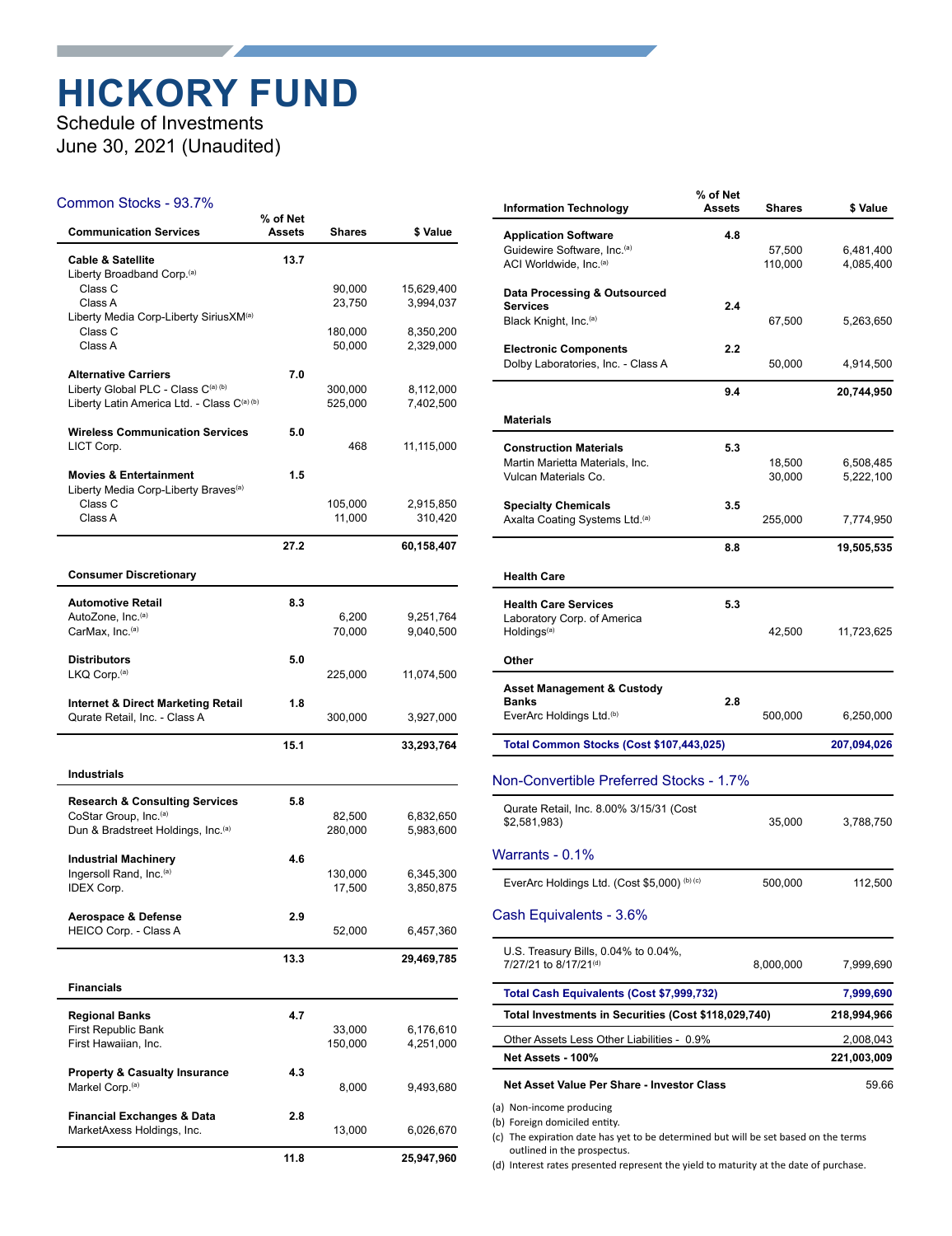# HICKORY FUND

Schedule of Investments
June 30, 2021 (Unaudited)

## Common Stocks - 93.7%

| Communication Services | % of Net Assets | Shares | $ Value |
|---|---|---|---|
| **Cable & Satellite** | **13.7** | | |
| Liberty Broadband Corp.[(a)] | | | |
| Class C | | 90,000 | 15,629,400 |
| Class A | | 23,750 | 3,994,037 |
| Liberty Media Corp-Liberty SiriusXM[(a)] | | | |
| Class C | | 180,000 | 8,350,200 |
| Class A | | 50,000 | 2,329,000 |
| **Alternative Carriers** | **7.0** | | |
| Liberty Global PLC - Class C[(a) (b)] | | 300,000 | 8,112,000 |
| Liberty Latin America Ltd. - Class C[(a) (b)] | | 525,000 | 7,402,500 |
| **Wireless Communication Services** | **5.0** | | |
| LICT Corp. | | 468 | 11,115,000 |
| **Movies & Entertainment** | **1.5** | | |
| Liberty Media Corp-Liberty Braves[(a)] | | | |
| Class C | | 105,000 | 2,915,850 |
| Class A | | 11,000 | 310,420 |
| | **27.2** | | **60,158,407** |

| Consumer Discretionary | % of Net Assets | Shares | $ Value |
|---|---|---|---|
| **Automotive Retail** | **8.3** | | |
| AutoZone, Inc.[(a)] | | 6,200 | 9,251,764 |
| CarMax, Inc.[(a)] | | 70,000 | 9,040,500 |
| **Distributors** | **5.0** | | |
| LKQ Corp.[(a)] | | 225,000 | 11,074,500 |
| **Internet & Direct Marketing Retail** | **1.8** | | |
| Qurate Retail, Inc. - Class A | | 300,000 | 3,927,000 |
| | **15.1** | | **33,293,764** |

| Industrials | % of Net Assets | Shares | $ Value |
|---|---|---|---|
| **Research & Consulting Services** | **5.8** | | |
| CoStar Group, Inc.[(a)] | | 82,500 | 6,832,650 |
| Dun & Bradstreet Holdings, Inc.[(a)] | | 280,000 | 5,983,600 |
| **Industrial Machinery** | **4.6** | | |
| Ingersoll Rand, Inc.[(a)] | | 130,000 | 6,345,300 |
| IDEX Corp. | | 17,500 | 3,850,875 |
| **Aerospace & Defense** | **2.9** | | |
| HEICO Corp. - Class A | | 52,000 | 6,457,360 |
| | **13.3** | | **29,469,785** |

| Financials | % of Net Assets | Shares | $ Value |
|---|---|---|---|
| **Regional Banks** | **4.7** | | |
| First Republic Bank | | 33,000 | 6,176,610 |
| First Hawaiian, Inc. | | 150,000 | 4,251,000 |
| **Property & Casualty Insurance** | **4.3** | | |
| Markel Corp.[(a)] | | 8,000 | 9,493,680 |
| **Financial Exchanges & Data** | **2.8** | | |
| MarketAxess Holdings, Inc. | | 13,000 | 6,026,670 |
| | **11.8** | | **25,947,960** |

| Information Technology | % of Net Assets | Shares | $ Value |
|---|---|---|---|
| **Application Software** | **4.8** | | |
| Guidewire Software, Inc.[(a)] | | 57,500 | 6,481,400 |
| ACI Worldwide, Inc.[(a)] | | 110,000 | 4,085,400 |
| **Data Processing & Outsourced Services** | **2.4** | | |
| Black Knight, Inc.[(a)] | | 67,500 | 5,263,650 |
| **Electronic Components** | **2.2** | | |
| Dolby Laboratories, Inc. - Class A | | 50,000 | 4,914,500 |
| | **9.4** | | **20,744,950** |

| Materials | % of Net Assets | Shares | $ Value |
|---|---|---|---|
| **Construction Materials** | **5.3** | | |
| Martin Marietta Materials, Inc. | | 18,500 | 6,508,485 |
| Vulcan Materials Co. | | 30,000 | 5,222,100 |
| **Specialty Chemicals** | **3.5** | | |
| Axalta Coating Systems Ltd.[(a)] | | 255,000 | 7,774,950 |
| | **8.8** | | **19,505,535** |

| Health Care | % of Net Assets | Shares | $ Value |
|---|---|---|---|
| **Health Care Services** | **5.3** | | |
| Laboratory Corp. of America Holdings[(a)] | | 42,500 | 11,723,625 |

| Other | % of Net Assets | Shares | $ Value |
|---|---|---|---|
| **Asset Management & Custody Banks** | **2.8** | | |
| EverArc Holdings Ltd.[(b)] | | 500,000 | 6,250,000 |
| **Total Common Stocks (Cost $107,443,025)** | | | **207,094,026** |

## Non-Convertible Preferred Stocks - 1.7%

| | Shares | $ Value |
|---|---|---|
| Qurate Retail, Inc. 8.00% 3/15/31 (Cost $2,581,983) | 35,000 | 3,788,750 |

## Warrants - 0.1%

| | Shares | $ Value |
|---|---|---|
| EverArc Holdings Ltd. (Cost $5,000) [(b) (c)] | 500,000 | 112,500 |

## Cash Equivalents - 3.6%

| | Shares | $ Value |
|---|---|---|
| U.S. Treasury Bills, 0.04% to 0.04%, 7/27/21 to 8/17/21[(d)] | 8,000,000 | 7,999,690 |
| **Total Cash Equivalents (Cost $7,999,732)** | | **7,999,690** |
| **Total Investments in Securities (Cost $118,029,740)** | | **218,994,966** |
| Other Assets Less Other Liabilities - 0.9% | | 2,008,043 |
| **Net Assets - 100%** | | **221,003,009** |
| **Net Asset Value Per Share - Investor Class** | | 59.66 |

(a) Non-income producing
(b) Foreign domiciled entity.
(c) The expiration date has yet to be determined but will be set based on the terms outlined in the prospectus.
(d) Interest rates presented represent the yield to maturity at the date of purchase.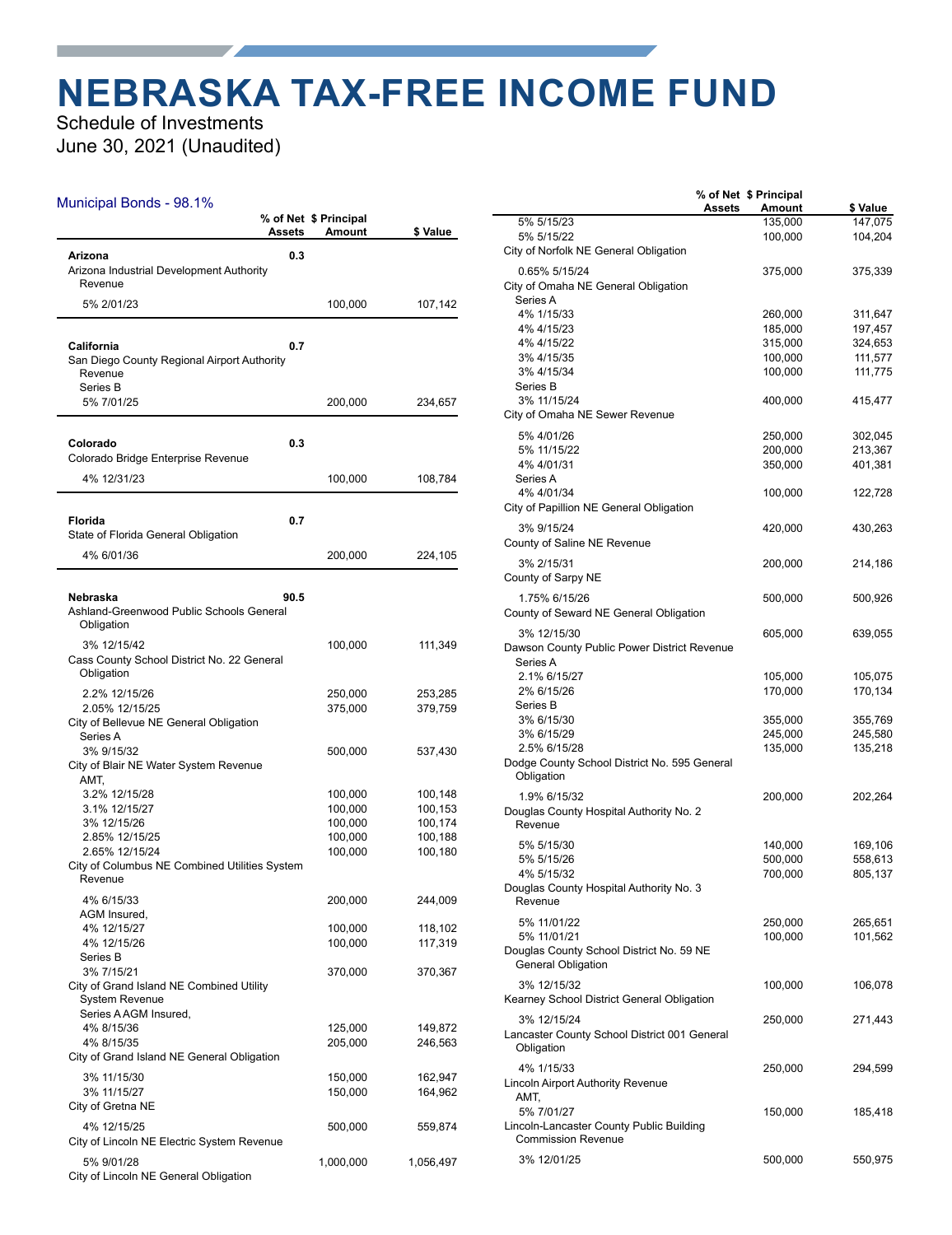# NEBRASKA TAX-FREE INCOME FUND

Schedule of Investments
June 30, 2021 (Unaudited)

## Municipal Bonds - 98.1%

| | % of Net Assets | $ Principal Amount | $ Value |
|---|---|---|---|
| **Arizona** | 0.3 | | |
| Arizona Industrial Development Authority Revenue | | | |
| 5% 2/01/23 | | 100,000 | 107,142 |
| **California** | 0.7 | | |
| San Diego County Regional Airport Authority Revenue | | | |
| Series B | | | |
| 5% 7/01/25 | | 200,000 | 234,657 |
| **Colorado** | 0.3 | | |
| Colorado Bridge Enterprise Revenue | | | |
| 4% 12/31/23 | | 100,000 | 108,784 |
| **Florida** | 0.7 | | |
| State of Florida General Obligation | | | |
| 4% 6/01/36 | | 200,000 | 224,105 |
| **Nebraska** | 90.5 | | |
| Ashland-Greenwood Public Schools General Obligation | | | |
| 3% 12/15/42 | | 100,000 | 111,349 |
| Cass County School District No. 22 General Obligation | | | |
| 2.2% 12/15/26 | | 250,000 | 253,285 |
| 2.05% 12/15/25 | | 375,000 | 379,759 |
| City of Bellevue NE General Obligation | | | |
| Series A | | | |
| 3% 9/15/32 | | 500,000 | 537,430 |
| City of Blair NE Water System Revenue | | | |
| AMT, | | | |
| 3.2% 12/15/28 | | 100,000 | 100,148 |
| 3.1% 12/15/27 | | 100,000 | 100,153 |
| 3% 12/15/26 | | 100,000 | 100,174 |
| 2.85% 12/15/25 | | 100,000 | 100,188 |
| 2.65% 12/15/24 | | 100,000 | 100,180 |
| City of Columbus NE Combined Utilities System Revenue | | | |
| 4% 6/15/33 | | 200,000 | 244,009 |
| AGM Insured, | | | |
| 4% 12/15/27 | | 100,000 | 118,102 |
| 4% 12/15/26 | | 100,000 | 117,319 |
| Series B | | | |
| 3% 7/15/21 | | 370,000 | 370,367 |
| City of Grand Island NE Combined Utility System Revenue | | | |
| Series A AGM Insured, | | | |
| 4% 8/15/36 | | 125,000 | 149,872 |
| 4% 8/15/35 | | 205,000 | 246,563 |
| City of Grand Island NE General Obligation | | | |
| 3% 11/15/30 | | 150,000 | 162,947 |
| 3% 11/15/27 | | 150,000 | 164,962 |
| City of Gretna NE | | | |
| 4% 12/15/25 | | 500,000 | 559,874 |
| City of Lincoln NE Electric System Revenue | | | |
| 5% 9/01/28 | | 1,000,000 | 1,056,497 |
| City of Lincoln NE General Obligation | | | |
| 5% 5/15/23 | | 135,000 | 147,075 |
| 5% 5/15/22 | | 100,000 | 104,204 |
| City of Norfolk NE General Obligation | | | |
| 0.65% 5/15/24 | | 375,000 | 375,339 |
| City of Omaha NE General Obligation | | | |
| Series A | | | |
| 4% 1/15/33 | | 260,000 | 311,647 |
| 4% 4/15/23 | | 185,000 | 197,457 |
| 4% 4/15/22 | | 315,000 | 324,653 |
| 3% 4/15/35 | | 100,000 | 111,577 |
| 3% 4/15/34 | | 100,000 | 111,775 |
| Series B | | | |
| 3% 11/15/24 | | 400,000 | 415,477 |
| City of Omaha NE Sewer Revenue | | | |
| 5% 4/01/26 | | 250,000 | 302,045 |
| 5% 11/15/22 | | 200,000 | 213,367 |
| 4% 4/01/31 | | 350,000 | 401,381 |
| Series A | | | |
| 4% 4/01/34 | | 100,000 | 122,728 |
| City of Papillion NE General Obligation | | | |
| 3% 9/15/24 | | 420,000 | 430,263 |
| County of Saline NE Revenue | | | |
| 3% 2/15/31 | | 200,000 | 214,186 |
| County of Sarpy NE | | | |
| 1.75% 6/15/26 | | 500,000 | 500,926 |
| County of Seward NE General Obligation | | | |
| 3% 12/15/30 | | 605,000 | 639,055 |
| Dawson County Public Power District Revenue | | | |
| Series A | | | |
| 2.1% 6/15/27 | | 105,000 | 105,075 |
| 2% 6/15/26 | | 170,000 | 170,134 |
| Series B | | | |
| 3% 6/15/30 | | 355,000 | 355,769 |
| 3% 6/15/29 | | 245,000 | 245,580 |
| 2.5% 6/15/28 | | 135,000 | 135,218 |
| Dodge County School District No. 595 General Obligation | | | |
| 1.9% 6/15/32 | | 200,000 | 202,264 |
| Douglas County Hospital Authority No. 2 Revenue | | | |
| 5% 5/15/30 | | 140,000 | 169,106 |
| 5% 5/15/26 | | 500,000 | 558,613 |
| 4% 5/15/32 | | 700,000 | 805,137 |
| Douglas County Hospital Authority No. 3 Revenue | | | |
| 5% 11/01/22 | | 250,000 | 265,651 |
| 5% 11/01/21 | | 100,000 | 101,562 |
| Douglas County School District No. 59 NE General Obligation | | | |
| 3% 12/15/32 | | 100,000 | 106,078 |
| Kearney School District General Obligation | | | |
| 3% 12/15/24 | | 250,000 | 271,443 |
| Lancaster County School District 001 General Obligation | | | |
| 4% 1/15/33 | | 250,000 | 294,599 |
| Lincoln Airport Authority Revenue | | | |
| AMT, | | | |
| 5% 7/01/27 | | 150,000 | 185,418 |
| Lincoln-Lancaster County Public Building Commission Revenue | | | |
| 3% 12/01/25 | | 500,000 | 550,975 |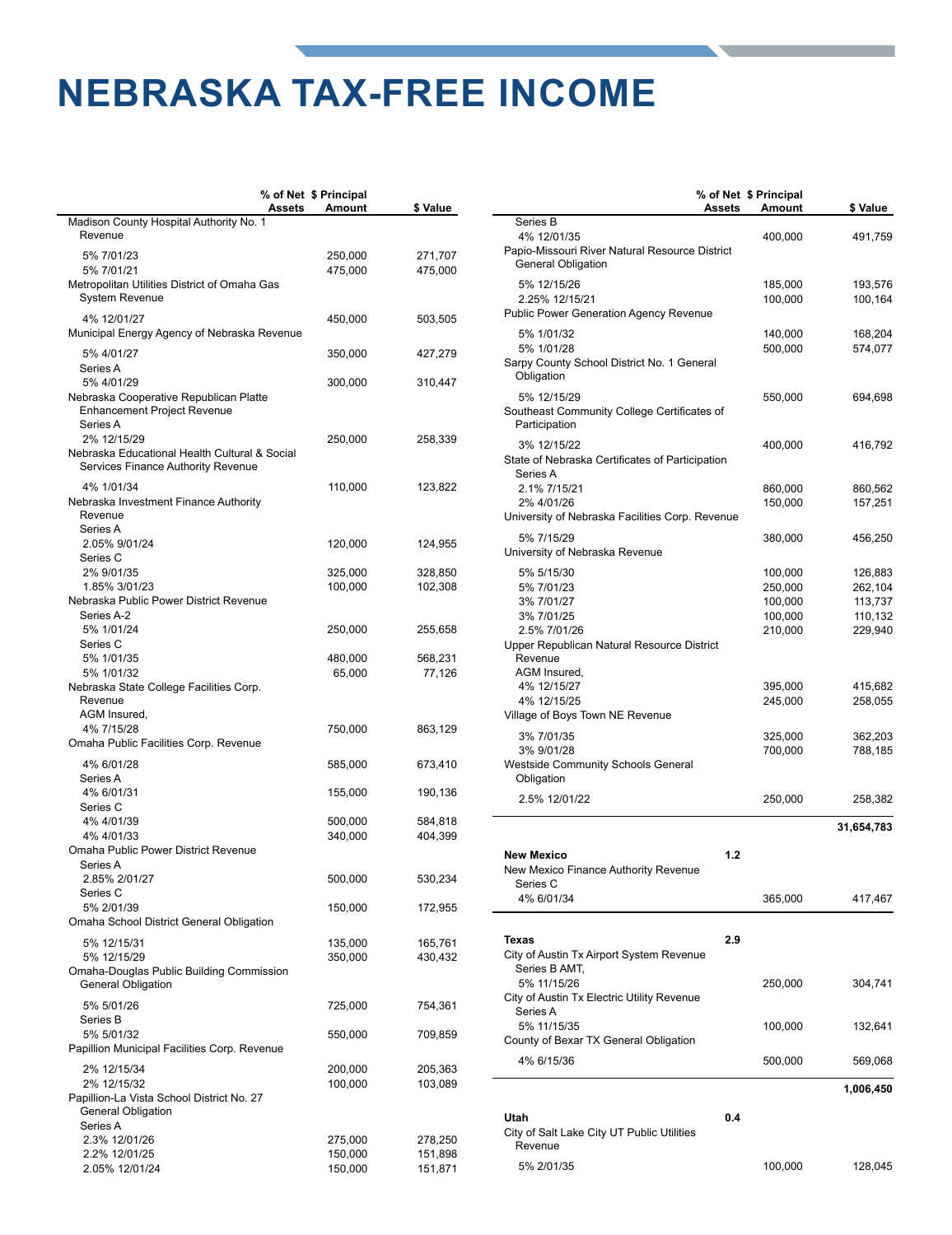# NEBRASKA TAX-FREE INCOME

| | % of Net Assets | $ Principal Amount | $ Value |
|---|---|---|---|
| Madison County Hospital Authority No. 1 Revenue | | | |
| 5% 7/01/23 | | 250,000 | 271,707 |
| 5% 7/01/21 | | 475,000 | 475,000 |
| Metropolitan Utilities District of Omaha Gas System Revenue | | | |
| 4% 12/01/27 | | 450,000 | 503,505 |
| Municipal Energy Agency of Nebraska Revenue | | | |
| 5% 4/01/27 | | 350,000 | 427,279 |
| Series A | | | |
| 5% 4/01/29 | | 300,000 | 310,447 |
| Nebraska Cooperative Republican Platte Enhancement Project Revenue | | | |
| Series A | | | |
| 2% 12/15/29 | | 250,000 | 258,339 |
| Nebraska Educational Health Cultural & Social Services Finance Authority Revenue | | | |
| 4% 1/01/34 | | 110,000 | 123,822 |
| Nebraska Investment Finance Authority Revenue | | | |
| Series A | | | |
| 2.05% 9/01/24 | | 120,000 | 124,955 |
| Series C | | | |
| 2% 9/01/35 | | 325,000 | 328,850 |
| 1.85% 3/01/23 | | 100,000 | 102,308 |
| Nebraska Public Power District Revenue | | | |
| Series A-2 | | | |
| 5% 1/01/24 | | 250,000 | 255,658 |
| Series C | | | |
| 5% 1/01/35 | | 480,000 | 568,231 |
| 5% 1/01/32 | | 65,000 | 77,126 |
| Nebraska State College Facilities Corp. Revenue | | | |
| AGM Insured, | | | |
| 4% 7/15/28 | | 750,000 | 863,129 |
| Omaha Public Facilities Corp. Revenue | | | |
| 4% 6/01/28 | | 585,000 | 673,410 |
| Series A | | | |
| 4% 6/01/31 | | 155,000 | 190,136 |
| Series C | | | |
| 4% 4/01/39 | | 500,000 | 584,818 |
| 4% 4/01/33 | | 340,000 | 404,399 |
| Omaha Public Power District Revenue | | | |
| Series A | | | |
| 2.85% 2/01/27 | | 500,000 | 530,234 |
| Series C | | | |
| 5% 2/01/39 | | 150,000 | 172,955 |
| Omaha School District General Obligation | | | |
| 5% 12/15/31 | | 135,000 | 165,761 |
| 5% 12/15/29 | | 350,000 | 430,432 |
| Omaha-Douglas Public Building Commission General Obligation | | | |
| 5% 5/01/26 | | 725,000 | 754,361 |
| Series B | | | |
| 5% 5/01/32 | | 550,000 | 709,859 |
| Papillion Municipal Facilities Corp. Revenue | | | |
| 2% 12/15/34 | | 200,000 | 205,363 |
| 2% 12/15/32 | | 100,000 | 103,089 |
| Papillion-La Vista School District No. 27 General Obligation | | | |
| Series A | | | |
| 2.3% 12/01/26 | | 275,000 | 278,250 |
| 2.2% 12/01/25 | | 150,000 | 151,898 |
| 2.05% 12/01/24 | | 150,000 | 151,871 |
| Series B | | | |
| 4% 12/01/35 | | 400,000 | 491,759 |
| Papio-Missouri River Natural Resource District General Obligation | | | |
| 5% 12/15/26 | | 185,000 | 193,576 |
| 2.25% 12/15/21 | | 100,000 | 100,164 |
| Public Power Generation Agency Revenue | | | |
| 5% 1/01/32 | | 140,000 | 168,204 |
| 5% 1/01/28 | | 500,000 | 574,077 |
| Sarpy County School District No. 1 General Obligation | | | |
| 5% 12/15/29 | | 550,000 | 694,698 |
| Southeast Community College Certificates of Participation | | | |
| 3% 12/15/22 | | 400,000 | 416,792 |
| State of Nebraska Certificates of Participation | | | |
| Series A | | | |
| 2.1% 7/15/21 | | 860,000 | 860,562 |
| 2% 4/01/26 | | 150,000 | 157,251 |
| University of Nebraska Facilities Corp. Revenue | | | |
| 5% 7/15/29 | | 380,000 | 456,250 |
| University of Nebraska Revenue | | | |
| 5% 5/15/30 | | 100,000 | 126,883 |
| 5% 7/01/23 | | 250,000 | 262,104 |
| 3% 7/01/27 | | 100,000 | 113,737 |
| 3% 7/01/25 | | 100,000 | 110,132 |
| 2.5% 7/01/26 | | 210,000 | 229,940 |
| Upper Republican Natural Resource District Revenue | | | |
| AGM Insured, | | | |
| 4% 12/15/27 | | 395,000 | 415,682 |
| 4% 12/15/25 | | 245,000 | 258,055 |
| Village of Boys Town NE Revenue | | | |
| 3% 7/01/35 | | 325,000 | 362,203 |
| 3% 9/01/28 | | 700,000 | 788,185 |
| Westside Community Schools General Obligation | | | |
| 2.5% 12/01/22 | | 250,000 | 258,382 |
| | | | **31,654,783** |
| **New Mexico** | **1.2** | | |
| New Mexico Finance Authority Revenue | | | |
| Series C | | | |
| 4% 6/01/34 | | 365,000 | 417,467 |
| **Texas** | **2.9** | | |
| City of Austin Tx Airport System Revenue | | | |
| Series B AMT, | | | |
| 5% 11/15/26 | | 250,000 | 304,741 |
| City of Austin Tx Electric Utility Revenue | | | |
| Series A | | | |
| 5% 11/15/35 | | 100,000 | 132,641 |
| County of Bexar TX General Obligation | | | |
| 4% 6/15/36 | | 500,000 | 569,068 |
| | | | **1,006,450** |
| **Utah** | **0.4** | | |
| City of Salt Lake City UT Public Utilities Revenue | | | |
| 5% 2/01/35 | | 100,000 | 128,045 |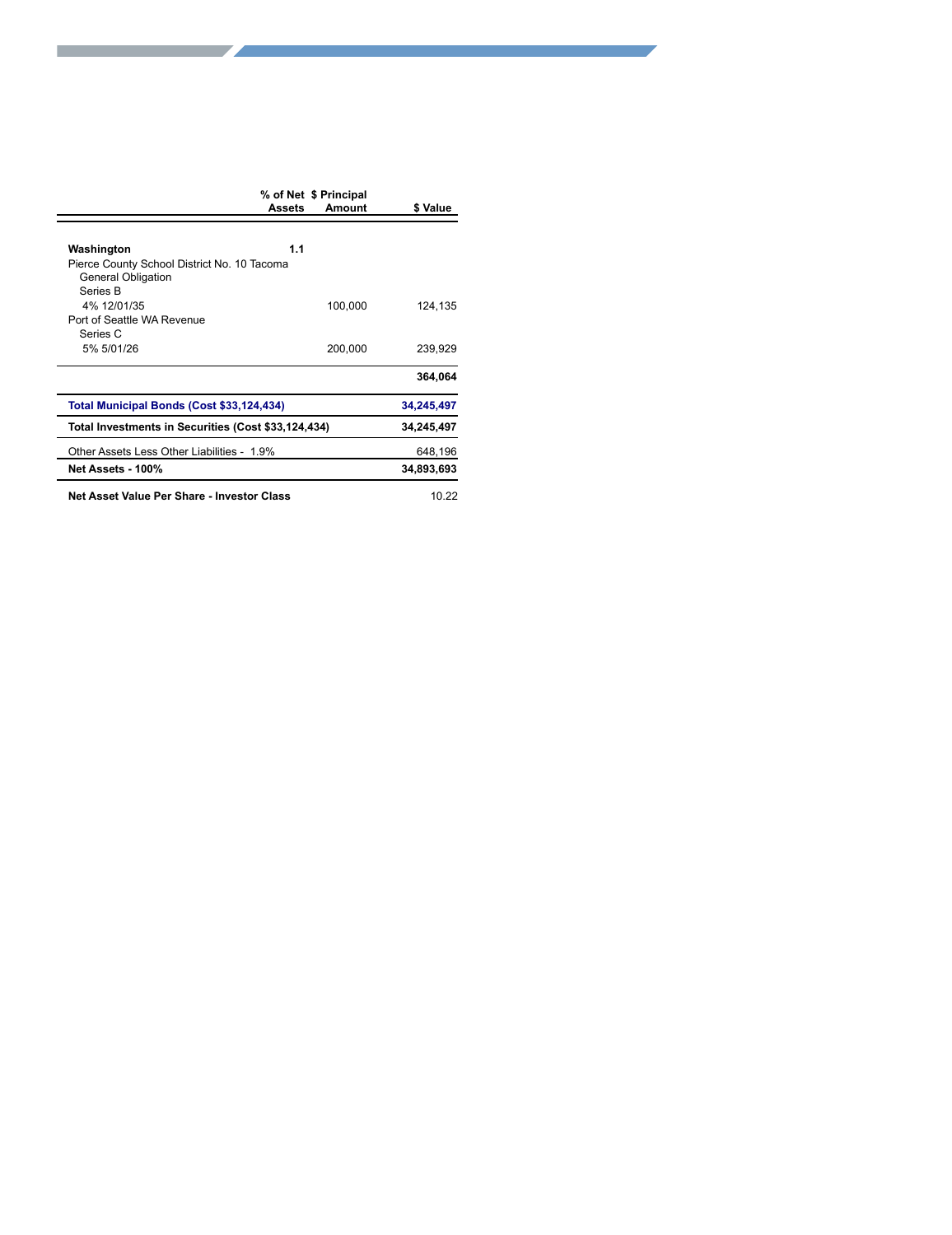| | % of Net Assets | $ Principal Amount | $ Value |
|---|---|---|---|
| **Washington** | **1.1** | | |
| Pierce County School District No. 10 Tacoma General Obligation Series B 4% 12/01/35 | | 100,000 | 124,135 |
| Port of Seattle WA Revenue Series C 5% 5/01/26 | | 200,000 | 239,929 |
| | | | **364,064** |
| **Total Municipal Bonds (Cost $33,124,434)** | | | **34,245,497** |
| **Total Investments in Securities (Cost $33,124,434)** | | | **34,245,497** |
| Other Assets Less Other Liabilities - 1.9% | | | 648,196 |
| **Net Assets - 100%** | | | **34,893,693** |
| **Net Asset Value Per Share - Investor Class** | | | 10.22 |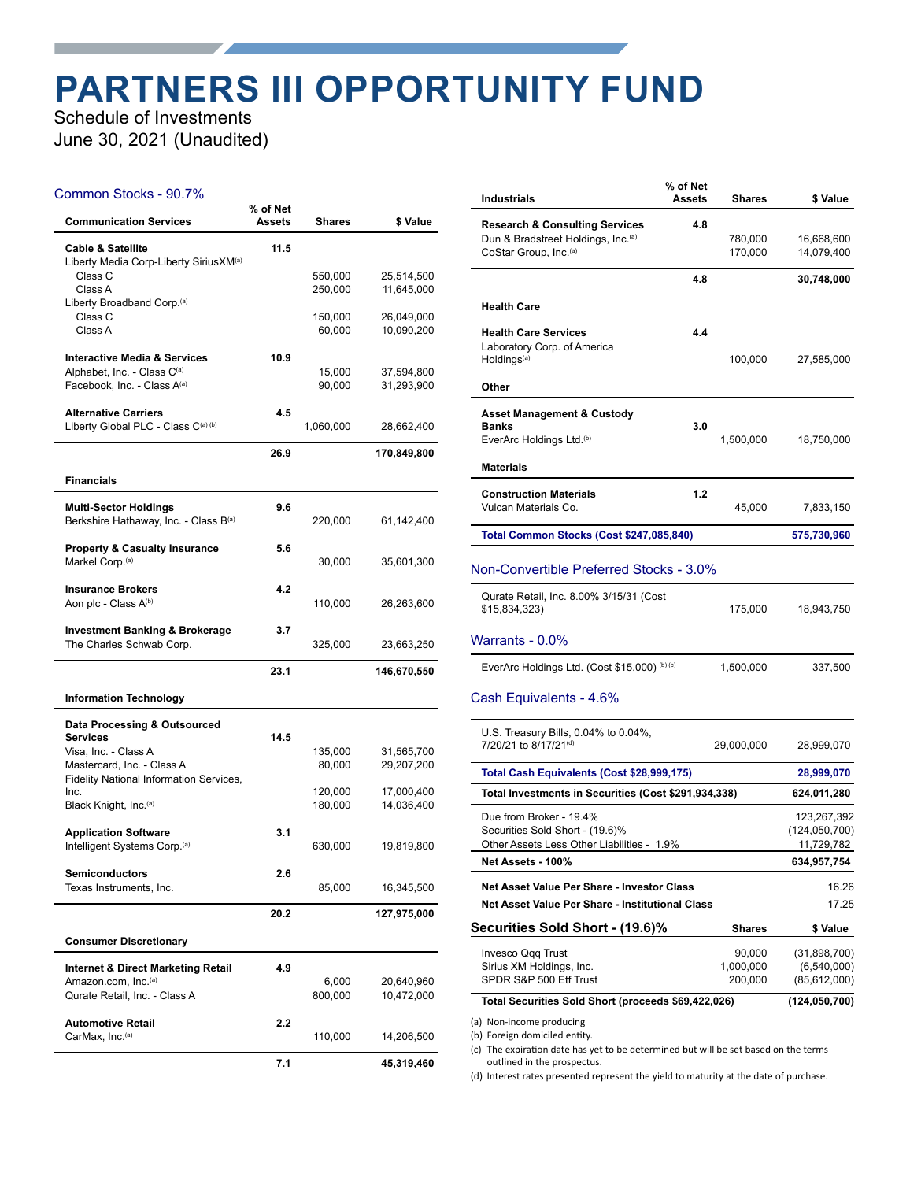# PARTNERS III OPPORTUNITY FUND

Schedule of Investments
June 30, 2021 (Unaudited)

## Common Stocks - 90.7%

| Communication Services | % of Net Assets | Shares | $ Value |
|---|---|---|---|
| **Cable & Satellite** | **11.5** | | |
| Liberty Media Corp-Liberty SiriusXM[(a)] | | | |
| Class C | | 550,000 | 25,514,500 |
| Class A | | 250,000 | 11,645,000 |
| Liberty Broadband Corp.[(a)] | | | |
| Class C | | 150,000 | 26,049,000 |
| Class A | | 60,000 | 10,090,200 |
| **Interactive Media & Services** | **10.9** | | |
| Alphabet, Inc. - Class C[(a)] | | 15,000 | 37,594,800 |
| Facebook, Inc. - Class A[(a)] | | 90,000 | 31,293,900 |
| **Alternative Carriers** | **4.5** | | |
| Liberty Global PLC - Class C[(a) (b)] | | 1,060,000 | 28,662,400 |
| | **26.9** | | **170,849,800** |

| Financials | % of Net Assets | Shares | $ Value |
|---|---|---|---|
| **Multi-Sector Holdings** | **9.6** | | |
| Berkshire Hathaway, Inc. - Class B[(a)] | | 220,000 | 61,142,400 |
| **Property & Casualty Insurance** | **5.6** | | |
| Markel Corp.[(a)] | | 30,000 | 35,601,300 |
| **Insurance Brokers** | **4.2** | | |
| Aon plc - Class A[(b)] | | 110,000 | 26,263,600 |
| **Investment Banking & Brokerage** | **3.7** | | |
| The Charles Schwab Corp. | | 325,000 | 23,663,250 |
| | **23.1** | | **146,670,550** |

| Information Technology | % of Net Assets | Shares | $ Value |
|---|---|---|---|
| **Data Processing & Outsourced Services** | **14.5** | | |
| Visa, Inc. - Class A | | 135,000 | 31,565,700 |
| Mastercard, Inc. - Class A | | 80,000 | 29,207,200 |
| Fidelity National Information Services, Inc. | | 120,000 | 17,000,400 |
| Black Knight, Inc.[(a)] | | 180,000 | 14,036,400 |
| **Application Software** | **3.1** | | |
| Intelligent Systems Corp.[(a)] | | 630,000 | 19,819,800 |
| **Semiconductors** | **2.6** | | |
| Texas Instruments, Inc. | | 85,000 | 16,345,500 |
| | **20.2** | | **127,975,000** |

| Consumer Discretionary | % of Net Assets | Shares | $ Value |
|---|---|---|---|
| **Internet & Direct Marketing Retail** | **4.9** | | |
| Amazon.com, Inc.[(a)] | | 6,000 | 20,640,960 |
| Qurate Retail, Inc. - Class A | | 800,000 | 10,472,000 |
| **Automotive Retail** | **2.2** | | |
| CarMax, Inc.[(a)] | | 110,000 | 14,206,500 |
| | **7.1** | | **45,319,460** |

| Industrials | % of Net Assets | Shares | $ Value |
|---|---|---|---|
| **Research & Consulting Services** | **4.8** | | |
| Dun & Bradstreet Holdings, Inc.[(a)] | | 780,000 | 16,668,600 |
| CoStar Group, Inc.[(a)] | | 170,000 | 14,079,400 |
| | **4.8** | | **30,748,000** |
| **Health Care** | | | |
| **Health Care Services** | **4.4** | | |
| Laboratory Corp. of America Holdings[(a)] | | 100,000 | 27,585,000 |
| **Other** | | | |
| **Asset Management & Custody Banks** | **3.0** | | |
| EverArc Holdings Ltd.[(b)] | | 1,500,000 | 18,750,000 |
| **Materials** | | | |
| **Construction Materials** | **1.2** | | |
| Vulcan Materials Co. | | 45,000 | 7,833,150 |
| **Total Common Stocks (Cost $247,085,840)** | | | **575,730,960** |

## Non-Convertible Preferred Stocks - 3.0%

| | Shares | $ Value |
|---|---|---|
| Qurate Retail, Inc. 8.00% 3/15/31 (Cost $15,834,323) | 175,000 | 18,943,750 |

## Warrants - 0.0%

| | Shares | $ Value |
|---|---|---|
| EverArc Holdings Ltd. (Cost $15,000) [(b) (c)] | 1,500,000 | 337,500 |

## Cash Equivalents - 4.6%

| | Shares | $ Value |
|---|---|---|
| U.S. Treasury Bills, 0.04% to 0.04%, 7/20/21 to 8/17/21[(d)] | 29,000,000 | 28,999,070 |
| **Total Cash Equivalents (Cost $28,999,175)** | | **28,999,070** |
| **Total Investments in Securities (Cost $291,934,338)** | | **624,011,280** |
| Due from Broker - 19.4% | | 123,267,392 |
| Securities Sold Short - (19.6)% | | (124,050,700) |
| Other Assets Less Other Liabilities - 1.9% | | 11,729,782 |
| **Net Assets - 100%** | | **634,957,754** |
| **Net Asset Value Per Share - Investor Class** | | 16.26 |
| **Net Asset Value Per Share - Institutional Class** | | 17.25 |

## Securities Sold Short - (19.6)%

| | Shares | $ Value |
|---|---|---|
| Invesco Qqq Trust | 90,000 | (31,898,700) |
| Sirius XM Holdings, Inc. | 1,000,000 | (6,540,000) |
| SPDR S&P 500 Etf Trust | 200,000 | (85,612,000) |
| **Total Securities Sold Short (proceeds $69,422,026)** | | **(124,050,700)** |

(a) Non-income producing
(b) Foreign domiciled entity.
(c) The expiration date has yet to be determined but will be set based on the terms outlined in the prospectus.
(d) Interest rates presented represent the yield to maturity at the date of purchase.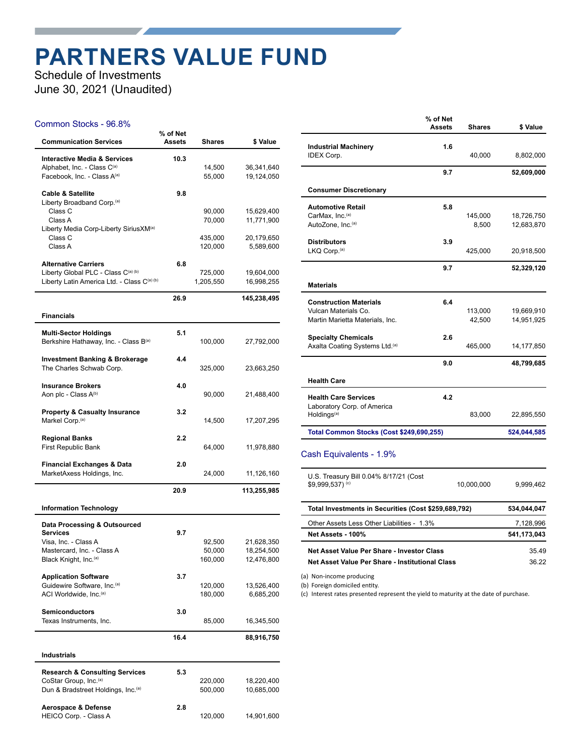# PARTNERS VALUE FUND

Schedule of Investments
June 30, 2021 (Unaudited)

## Common Stocks - 96.8%

| Communication Services | % of Net Assets | Shares | $ Value |
|---|---|---|---|
| **Interactive Media & Services** | **10.3** | | |
| Alphabet, Inc. - Class C[(a)] | | 14,500 | 36,341,640 |
| Facebook, Inc. - Class A[(a)] | | 55,000 | 19,124,050 |
| **Cable & Satellite** | **9.8** | | |
| Liberty Broadband Corp.[(a)] | | | |
| Class C | | 90,000 | 15,629,400 |
| Class A | | 70,000 | 11,771,900 |
| Liberty Media Corp-Liberty SiriusXM[(a)] | | | |
| Class C | | 435,000 | 20,179,650 |
| Class A | | 120,000 | 5,589,600 |
| **Alternative Carriers** | **6.8** | | |
| Liberty Global PLC - Class C[(a) (b)] | | 725,000 | 19,604,000 |
| Liberty Latin America Ltd. - Class C[(a) (b)] | | 1,205,550 | 16,998,255 |
| | **26.9** | | **145,238,495** |
| **Financials** | | | |
| **Multi-Sector Holdings** | **5.1** | | |
| Berkshire Hathaway, Inc. - Class B[(a)] | | 100,000 | 27,792,000 |
| **Investment Banking & Brokerage** | **4.4** | | |
| The Charles Schwab Corp. | | 325,000 | 23,663,250 |
| **Insurance Brokers** | **4.0** | | |
| Aon plc - Class A[(b)] | | 90,000 | 21,488,400 |
| **Property & Casualty Insurance** | **3.2** | | |
| Markel Corp.[(a)] | | 14,500 | 17,207,295 |
| **Regional Banks** | **2.2** | | |
| First Republic Bank | | 64,000 | 11,978,880 |
| **Financial Exchanges & Data** | **2.0** | | |
| MarketAxess Holdings, Inc. | | 24,000 | 11,126,160 |
| | **20.9** | | **113,255,985** |
| **Information Technology** | | | |
| **Data Processing & Outsourced Services** | **9.7** | | |
| Visa, Inc. - Class A | | 92,500 | 21,628,350 |
| Mastercard, Inc. - Class A | | 50,000 | 18,254,500 |
| Black Knight, Inc.[(a)] | | 160,000 | 12,476,800 |
| **Application Software** | **3.7** | | |
| Guidewire Software, Inc.[(a)] | | 120,000 | 13,526,400 |
| ACI Worldwide, Inc.[(a)] | | 180,000 | 6,685,200 |
| **Semiconductors** | **3.0** | | |
| Texas Instruments, Inc. | | 85,000 | 16,345,500 |
| | **16.4** | | **88,916,750** |
| **Industrials** | | | |
| **Research & Consulting Services** | **5.3** | | |
| CoStar Group, Inc.[(a)] | | 220,000 | 18,220,400 |
| Dun & Bradstreet Holdings, Inc.[(a)] | | 500,000 | 10,685,000 |
| **Aerospace & Defense** | **2.8** | | |
| HEICO Corp. - Class A | | 120,000 | 14,901,600 |
| **Industrial Machinery** | **1.6** | | |
| IDEX Corp. | | 40,000 | 8,802,000 |
| | **9.7** | | **52,609,000** |
| **Consumer Discretionary** | | | |
| **Automotive Retail** | **5.8** | | |
| CarMax, Inc.[(a)] | | 145,000 | 18,726,750 |
| AutoZone, Inc.[(a)] | | 8,500 | 12,683,870 |
| **Distributors** | **3.9** | | |
| LKQ Corp.[(a)] | | 425,000 | 20,918,500 |
| | **9.7** | | **52,329,120** |
| **Materials** | | | |
| **Construction Materials** | **6.4** | | |
| Vulcan Materials Co. | | 113,000 | 19,669,910 |
| Martin Marietta Materials, Inc. | | 42,500 | 14,951,925 |
| **Specialty Chemicals** | **2.6** | | |
| Axalta Coating Systems Ltd.[(a)] | | 465,000 | 14,177,850 |
| | **9.0** | | **48,799,685** |
| **Health Care** | | | |
| **Health Care Services** | **4.2** | | |
| Laboratory Corp. of America Holdings[(a)] | | 83,000 | 22,895,550 |
| **Total Common Stocks (Cost $249,690,255)** | | | **524,044,585** |

## Cash Equivalents - 1.9%

| | | Shares | $ Value |
|---|---|---|---|
| U.S. Treasury Bill 0.04% 8/17/21 (Cost $9,999,537) [(c)] | | 10,000,000 | 9,999,462 |
| **Total Investments in Securities (Cost $259,689,792)** | | | **534,044,047** |
| Other Assets Less Other Liabilities - 1.3% | | | 7,128,996 |
| **Net Assets - 100%** | | | **541,173,043** |
| **Net Asset Value Per Share - Investor Class** | | | 35.49 |
| **Net Asset Value Per Share - Institutional Class** | | | 36.22 |

(a) Non-income producing
(b) Foreign domiciled entity.
(c) Interest rates presented represent the yield to maturity at the date of purchase.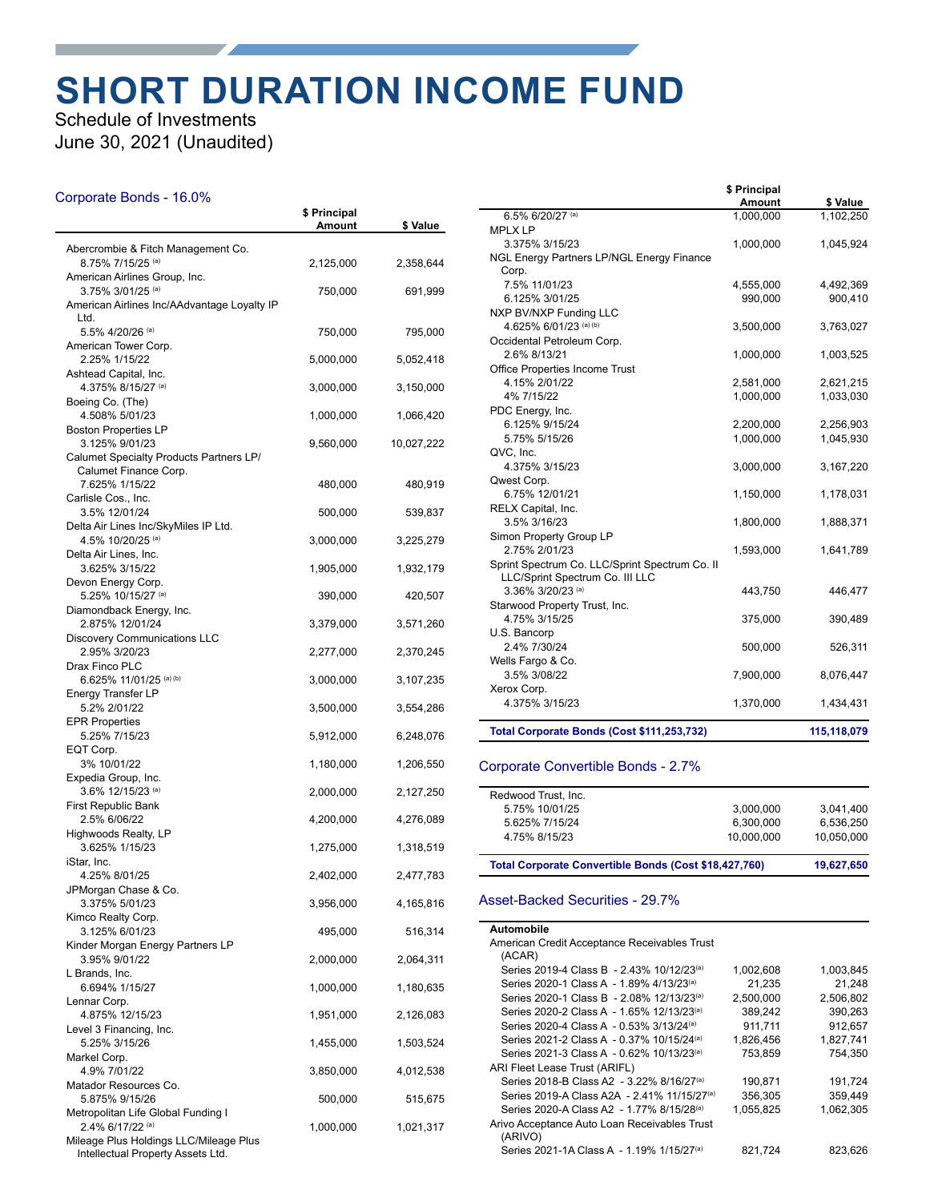# SHORT DURATION INCOME FUND

Schedule of Investments

June 30, 2021 (Unaudited)

## Corporate Bonds - 16.0%

| | $ Principal Amount | $ Value |
|---|---|---|
| Abercrombie & Fitch Management Co. | | |
| 8.75% 7/15/25 [(a)] | 2,125,000 | 2,358,644 |
| American Airlines Group, Inc. | | |
| 3.75% 3/01/25 [(a)] | 750,000 | 691,999 |
| American Airlines Inc/AAdvantage Loyalty IP Ltd. | | |
| 5.5% 4/20/26 [(a)] | 750,000 | 795,000 |
| American Tower Corp. | | |
| 2.25% 1/15/22 | 5,000,000 | 5,052,418 |
| Ashtead Capital, Inc. | | |
| 4.375% 8/15/27 [(a)] | 3,000,000 | 3,150,000 |
| Boeing Co. (The) | | |
| 4.508% 5/01/23 | 1,000,000 | 1,066,420 |
| Boston Properties LP | | |
| 3.125% 9/01/23 | 9,560,000 | 10,027,222 |
| Calumet Specialty Products Partners LP/ Calumet Finance Corp. | | |
| 7.625% 1/15/22 | 480,000 | 480,919 |
| Carlisle Cos., Inc. | | |
| 3.5% 12/01/24 | 500,000 | 539,837 |
| Delta Air Lines Inc/SkyMiles IP Ltd. | | |
| 4.5% 10/20/25 [(a)] | 3,000,000 | 3,225,279 |
| Delta Air Lines, Inc. | | |
| 3.625% 3/15/22 | 1,905,000 | 1,932,179 |
| Devon Energy Corp. | | |
| 5.25% 10/15/27 [(a)] | 390,000 | 420,507 |
| Diamondback Energy, Inc. | | |
| 2.875% 12/01/24 | 3,379,000 | 3,571,260 |
| Discovery Communications LLC | | |
| 2.95% 3/20/23 | 2,277,000 | 2,370,245 |
| Drax Finco PLC | | |
| 6.625% 11/01/25 [(a) (b)] | 3,000,000 | 3,107,235 |
| Energy Transfer LP | | |
| 5.2% 2/01/22 | 3,500,000 | 3,554,286 |
| EPR Properties | | |
| 5.25% 7/15/23 | 5,912,000 | 6,248,076 |
| EQT Corp. | | |
| 3% 10/01/22 | 1,180,000 | 1,206,550 |
| Expedia Group, Inc. | | |
| 3.6% 12/15/23 [(a)] | 2,000,000 | 2,127,250 |
| First Republic Bank | | |
| 2.5% 6/06/22 | 4,200,000 | 4,276,089 |
| Highwoods Realty, LP | | |
| 3.625% 1/15/23 | 1,275,000 | 1,318,519 |
| iStar, Inc. | | |
| 4.25% 8/01/25 | 2,402,000 | 2,477,783 |
| JPMorgan Chase & Co. | | |
| 3.375% 5/01/23 | 3,956,000 | 4,165,816 |
| Kimco Realty Corp. | | |
| 3.125% 6/01/23 | 495,000 | 516,314 |
| Kinder Morgan Energy Partners LP | | |
| 3.95% 9/01/22 | 2,000,000 | 2,064,311 |
| L Brands, Inc. | | |
| 6.694% 1/15/27 | 1,000,000 | 1,180,635 |
| Lennar Corp. | | |
| 4.875% 12/15/23 | 1,951,000 | 2,126,083 |
| Level 3 Financing, Inc. | | |
| 5.25% 3/15/26 | 1,455,000 | 1,503,524 |
| Markel Corp. | | |
| 4.9% 7/01/22 | 3,850,000 | 4,012,538 |
| Matador Resources Co. | | |
| 5.875% 9/15/26 | 500,000 | 515,675 |
| Metropolitan Life Global Funding I | | |
| 2.4% 6/17/22 [(a)] | 1,000,000 | 1,021,317 |
| Mileage Plus Holdings LLC/Mileage Plus Intellectual Property Assets Ltd. | | |
| 6.5% 6/20/27 [(a)] | 1,000,000 | 1,102,250 |
| MPLX LP | | |
| 3.375% 3/15/23 | 1,000,000 | 1,045,924 |
| NGL Energy Partners LP/NGL Energy Finance Corp. | | |
| 7.5% 11/01/23 | 4,555,000 | 4,492,369 |
| 6.125% 3/01/25 | 990,000 | 900,410 |
| NXP BV/NXP Funding LLC | | |
| 4.625% 6/01/23 [(a) (b)] | 3,500,000 | 3,763,027 |
| Occidental Petroleum Corp. | | |
| 2.6% 8/13/21 | 1,000,000 | 1,003,525 |
| Office Properties Income Trust | | |
| 4.15% 2/01/22 | 2,581,000 | 2,621,215 |
| 4% 7/15/22 | 1,000,000 | 1,033,030 |
| PDC Energy, Inc. | | |
| 6.125% 9/15/24 | 2,200,000 | 2,256,903 |
| 5.75% 5/15/26 | 1,000,000 | 1,045,930 |
| QVC, Inc. | | |
| 4.375% 3/15/23 | 3,000,000 | 3,167,220 |
| Qwest Corp. | | |
| 6.75% 12/01/21 | 1,150,000 | 1,178,031 |
| RELX Capital, Inc. | | |
| 3.5% 3/16/23 | 1,800,000 | 1,888,371 |
| Simon Property Group LP | | |
| 2.75% 2/01/23 | 1,593,000 | 1,641,789 |
| Sprint Spectrum Co. LLC/Sprint Spectrum Co. II LLC/Sprint Spectrum Co. III LLC | | |
| 3.36% 3/20/23 [(a)] | 443,750 | 446,477 |
| Starwood Property Trust, Inc. | | |
| 4.75% 3/15/25 | 375,000 | 390,489 |
| U.S. Bancorp | | |
| 2.4% 7/30/24 | 500,000 | 526,311 |
| Wells Fargo & Co. | | |
| 3.5% 3/08/22 | 7,900,000 | 8,076,447 |
| Xerox Corp. | | |
| 4.375% 3/15/23 | 1,370,000 | 1,434,431 |
| **Total Corporate Bonds (Cost $111,253,732)** | | **115,118,079** |

## Corporate Convertible Bonds - 2.7%

| | $ Principal Amount | $ Value |
|---|---|---|
| Redwood Trust, Inc. | | |
| 5.75% 10/01/25 | 3,000,000 | 3,041,400 |
| 5.625% 7/15/24 | 6,300,000 | 6,536,250 |
| 4.75% 8/15/23 | 10,000,000 | 10,050,000 |
| **Total Corporate Convertible Bonds (Cost $18,427,760)** | | **19,627,650** |

## Asset-Backed Securities - 29.7%

| | $ Principal Amount | $ Value |
|---|---|---|
| **Automobile** | | |
| American Credit Acceptance Receivables Trust (ACAR) | | |
| Series 2019-4 Class B - 2.43% 10/12/23[(a)] | 1,002,608 | 1,003,845 |
| Series 2020-1 Class A - 1.89% 4/13/23[(a)] | 21,235 | 21,248 |
| Series 2020-1 Class B - 2.08% 12/13/23[(a)] | 2,500,000 | 2,506,802 |
| Series 2020-2 Class A - 1.65% 12/13/23[(a)] | 389,242 | 390,263 |
| Series 2020-4 Class A - 0.53% 3/13/24[(a)] | 911,711 | 912,657 |
| Series 2021-2 Class A - 0.37% 10/15/24[(a)] | 1,826,456 | 1,827,741 |
| Series 2021-3 Class A - 0.62% 10/13/23[(a)] | 753,859 | 754,350 |
| ARI Fleet Lease Trust (ARIFL) | | |
| Series 2018-B Class A2 - 3.22% 8/16/27[(a)] | 190,871 | 191,724 |
| Series 2019-A Class A2A - 2.41% 11/15/27[(a)] | 356,305 | 359,449 |
| Series 2020-A Class A2 - 1.77% 8/15/28[(a)] | 1,055,825 | 1,062,305 |
| Arivo Acceptance Auto Loan Receivables Trust (ARIVO) | | |
| Series 2021-1A Class A - 1.19% 1/15/27[(a)] | 821,724 | 823,626 |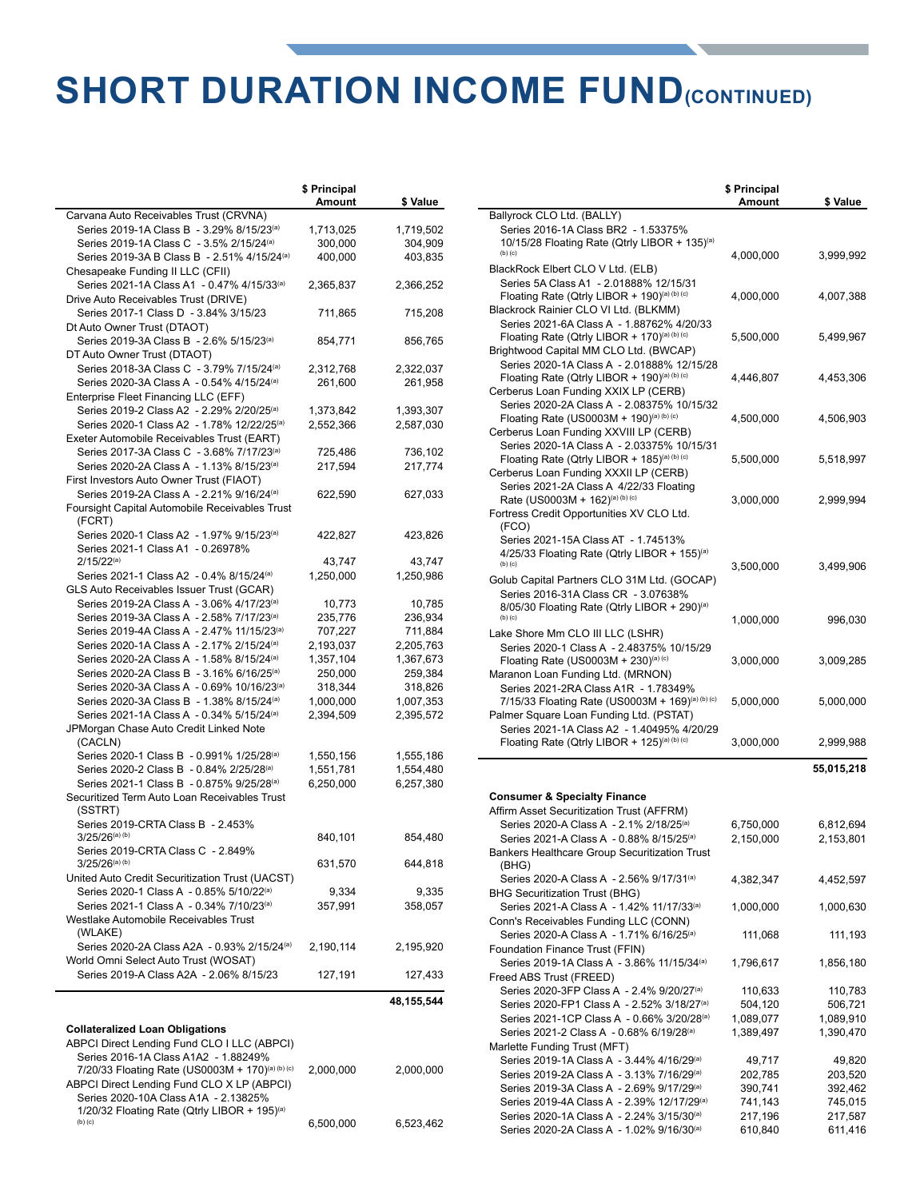# SHORT DURATION INCOME FUND(CONTINUED)

| | $ Principal Amount | $ Value |
|---|---|---|
| Carvana Auto Receivables Trust (CRVNA) | | |
| Series 2019-1A Class B - 3.29% 8/15/23[(a)] | 1,713,025 | 1,719,502 |
| Series 2019-1A Class C - 3.5% 2/15/24[(a)] | 300,000 | 304,909 |
| Series 2019-3A B Class B - 2.51% 4/15/24[(a)] | 400,000 | 403,835 |
| Chesapeake Funding II LLC (CFII) | | |
| Series 2021-1A Class A1 - 0.47% 4/15/33[(a)] | 2,365,837 | 2,366,252 |
| Drive Auto Receivables Trust (DRIVE) | | |
| Series 2017-1 Class D - 3.84% 3/15/23 | 711,865 | 715,208 |
| Dt Auto Owner Trust (DTAOT) | | |
| Series 2019-3A Class B - 2.6% 5/15/23[(a)] | 854,771 | 856,765 |
| DT Auto Owner Trust (DTAOT) | | |
| Series 2018-3A Class C - 3.79% 7/15/24[(a)] | 2,312,768 | 2,322,037 |
| Series 2020-3A Class A - 0.54% 4/15/24[(a)] | 261,600 | 261,958 |
| Enterprise Fleet Financing LLC (EFF) | | |
| Series 2019-2 Class A2 - 2.29% 2/20/25[(a)] | 1,373,842 | 1,393,307 |
| Series 2020-1 Class A2 - 1.78% 12/22/25[(a)] | 2,552,366 | 2,587,030 |
| Exeter Automobile Receivables Trust (EART) | | |
| Series 2017-3A Class C - 3.68% 7/17/23[(a)] | 725,486 | 736,102 |
| Series 2020-2A Class A - 1.13% 8/15/23[(a)] | 217,594 | 217,774 |
| First Investors Auto Owner Trust (FIAOT) | | |
| Series 2019-2A Class A - 2.21% 9/16/24[(a)] | 622,590 | 627,033 |
| Foursight Capital Automobile Receivables Trust (FCRT) | | |
| Series 2020-1 Class A2 - 1.97% 9/15/23[(a)] | 422,827 | 423,826 |
| Series 2021-1 Class A1 - 0.26978% 2/15/22[(a)] | 43,747 | 43,747 |
| Series 2021-1 Class A2 - 0.4% 8/15/24[(a)] | 1,250,000 | 1,250,986 |
| GLS Auto Receivables Issuer Trust (GCAR) | | |
| Series 2019-2A Class A - 3.06% 4/17/23[(a)] | 10,773 | 10,785 |
| Series 2019-3A Class A - 2.58% 7/17/23[(a)] | 235,776 | 236,934 |
| Series 2019-4A Class A - 2.47% 11/15/23[(a)] | 707,227 | 711,884 |
| Series 2020-1A Class A - 2.17% 2/15/24[(a)] | 2,193,037 | 2,205,763 |
| Series 2020-2A Class A - 1.58% 8/15/24[(a)] | 1,357,104 | 1,367,673 |
| Series 2020-2A Class B - 3.16% 6/16/25[(a)] | 250,000 | 259,384 |
| Series 2020-3A Class A - 0.69% 10/16/23[(a)] | 318,344 | 318,826 |
| Series 2020-3A Class B - 1.38% 8/15/24[(a)] | 1,000,000 | 1,007,353 |
| Series 2021-1A Class A - 0.34% 5/15/24[(a)] | 2,394,509 | 2,395,572 |
| JPMorgan Chase Auto Credit Linked Note (CACLN) | | |
| Series 2020-1 Class B - 0.991% 1/25/28[(a)] | 1,550,156 | 1,555,186 |
| Series 2020-2 Class B - 0.84% 2/25/28[(a)] | 1,551,781 | 1,554,480 |
| Series 2021-1 Class B - 0.875% 9/25/28[(a)] | 6,250,000 | 6,257,380 |
| Securitized Term Auto Loan Receivables Trust (SSTRT) | | |
| Series 2019-CRTA Class B - 2.453% 3/25/26[(a)(b)] | 840,101 | 854,480 |
| Series 2019-CRTA Class C - 2.849% 3/25/26[(a)(b)] | 631,570 | 644,818 |
| United Auto Credit Securitization Trust (UACST) | | |
| Series 2020-1 Class A - 0.85% 5/10/22[(a)] | 9,334 | 9,335 |
| Series 2021-1 Class A - 0.34% 7/10/23[(a)] | 357,991 | 358,057 |
| Westlake Automobile Receivables Trust (WLAKE) | | |
| Series 2020-2A Class A2A - 0.93% 2/15/24[(a)] | 2,190,114 | 2,195,920 |
| World Omni Select Auto Trust (WOSAT) | | |
| Series 2019-A Class A2A - 2.06% 8/15/23 | 127,191 | 127,433 |
| | | **48,155,544** |
| **Collateralized Loan Obligations** | | |
| ABPCI Direct Lending Fund CLO I LLC (ABPCI) | | |
| Series 2016-1A Class A1A2 - 1.88249% 7/20/33 Floating Rate (US0003M + 170)[(a)(b)(c)] | 2,000,000 | 2,000,000 |
| ABPCI Direct Lending Fund CLO X LP (ABPCI) | | |
| Series 2020-10A Class A1A - 2.13825% 1/20/32 Floating Rate (Qtrly LIBOR + 195)[(a)(b)(c)] | 6,500,000 | 6,523,462 |
| Ballyrock CLO Ltd. (BALLY) | | |
| Series 2016-1A Class BR2 - 1.53375% 10/15/28 Floating Rate (Qtrly LIBOR + 135)[(a)(b)(c)] | 4,000,000 | 3,999,992 |
| BlackRock Elbert CLO V Ltd. (ELB) | | |
| Series 5A Class A1 - 2.01888% 12/15/31 Floating Rate (Qtrly LIBOR + 190)[(a)(b)(c)] | 4,000,000 | 4,007,388 |
| Blackrock Rainier CLO VI Ltd. (BLKMM) | | |
| Series 2021-6A Class A - 1.88762% 4/20/33 Floating Rate (Qtrly LIBOR + 170)[(a)(b)(c)] | 5,500,000 | 5,499,967 |
| Brightwood Capital MM CLO Ltd. (BWCAP) | | |
| Series 2020-1A Class A - 2.01888% 12/15/28 Floating Rate (Qtrly LIBOR + 190)[(a)(b)(c)] | 4,446,807 | 4,453,306 |
| Cerberus Loan Funding XXIX LP (CERB) | | |
| Series 2020-2A Class A - 2.08375% 10/15/32 Floating Rate (US0003M + 190)[(a)(b)(c)] | 4,500,000 | 4,506,903 |
| Cerberus Loan Funding XXVIII LP (CERB) | | |
| Series 2020-1A Class A - 2.03375% 10/15/31 Floating Rate (Qtrly LIBOR + 185)[(a)(b)(c)] | 5,500,000 | 5,518,997 |
| Cerberus Loan Funding XXXII LP (CERB) | | |
| Series 2021-2A Class A 4/22/33 Floating Rate (US0003M + 162)[(a)(b)(c)] | 3,000,000 | 2,999,994 |
| Fortress Credit Opportunities XV CLO Ltd. (FCO) | | |
| Series 2021-15A Class AT - 1.74513% 4/25/33 Floating Rate (Qtrly LIBOR + 155)[(a)(b)(c)] | 3,500,000 | 3,499,906 |
| Golub Capital Partners CLO 31M Ltd. (GOCAP) | | |
| Series 2016-31A Class CR - 3.07638% 8/05/30 Floating Rate (Qtrly LIBOR + 290)[(a)(b)(c)] | 1,000,000 | 996,030 |
| Lake Shore Mm CLO III LLC (LSHR) | | |
| Series 2020-1 Class A - 2.48375% 10/15/29 Floating Rate (US0003M + 230)[(a)(c)] | 3,000,000 | 3,009,285 |
| Maranon Loan Funding Ltd. (MRNON) | | |
| Series 2021-2RA Class A1R - 1.78349% 7/15/33 Floating Rate (US0003M + 169)[(a)(b)(c)] | 5,000,000 | 5,000,000 |
| Palmer Square Loan Funding Ltd. (PSTAT) | | |
| Series 2021-1A Class A2 - 1.40495% 4/20/29 Floating Rate (Qtrly LIBOR + 125)[(a)(b)(c)] | 3,000,000 | 2,999,988 |
| | | **55,015,218** |
| **Consumer & Specialty Finance** | | |
| Affirm Asset Securitization Trust (AFFRM) | | |
| Series 2020-A Class A - 2.1% 2/18/25[(a)] | 6,750,000 | 6,812,694 |
| Series 2021-A Class A - 0.88% 8/15/25[(a)] | 2,150,000 | 2,153,801 |
| Bankers Healthcare Group Securitization Trust (BHG) | | |
| Series 2020-A Class A - 2.56% 9/17/31[(a)] | 4,382,347 | 4,452,597 |
| BHG Securitization Trust (BHG) | | |
| Series 2021-A Class A - 1.42% 11/17/33[(a)] | 1,000,000 | 1,000,630 |
| Conn's Receivables Funding LLC (CONN) | | |
| Series 2020-A Class A - 1.71% 6/16/25[(a)] | 111,068 | 111,193 |
| Foundation Finance Trust (FFIN) | | |
| Series 2019-1A Class A - 3.86% 11/15/34[(a)] | 1,796,617 | 1,856,180 |
| Freed ABS Trust (FREED) | | |
| Series 2020-3FP Class A - 2.4% 9/20/27[(a)] | 110,633 | 110,783 |
| Series 2020-FP1 Class A - 2.52% 3/18/27[(a)] | 504,120 | 506,721 |
| Series 2021-1CP Class A - 0.66% 3/20/28[(a)] | 1,089,077 | 1,089,910 |
| Series 2021-2 Class A - 0.68% 6/19/28[(a)] | 1,389,497 | 1,390,470 |
| Marlette Funding Trust (MFT) | | |
| Series 2019-1A Class A - 3.44% 4/16/29[(a)] | 49,717 | 49,820 |
| Series 2019-2A Class A - 3.13% 7/16/29[(a)] | 202,785 | 203,520 |
| Series 2019-3A Class A - 2.69% 9/17/29[(a)] | 390,741 | 392,462 |
| Series 2019-4A Class A - 2.39% 12/17/29[(a)] | 741,143 | 745,015 |
| Series 2020-1A Class A - 2.24% 3/15/30[(a)] | 217,196 | 217,587 |
| Series 2020-2A Class A - 1.02% 9/16/30[(a)] | 610,840 | 611,416 |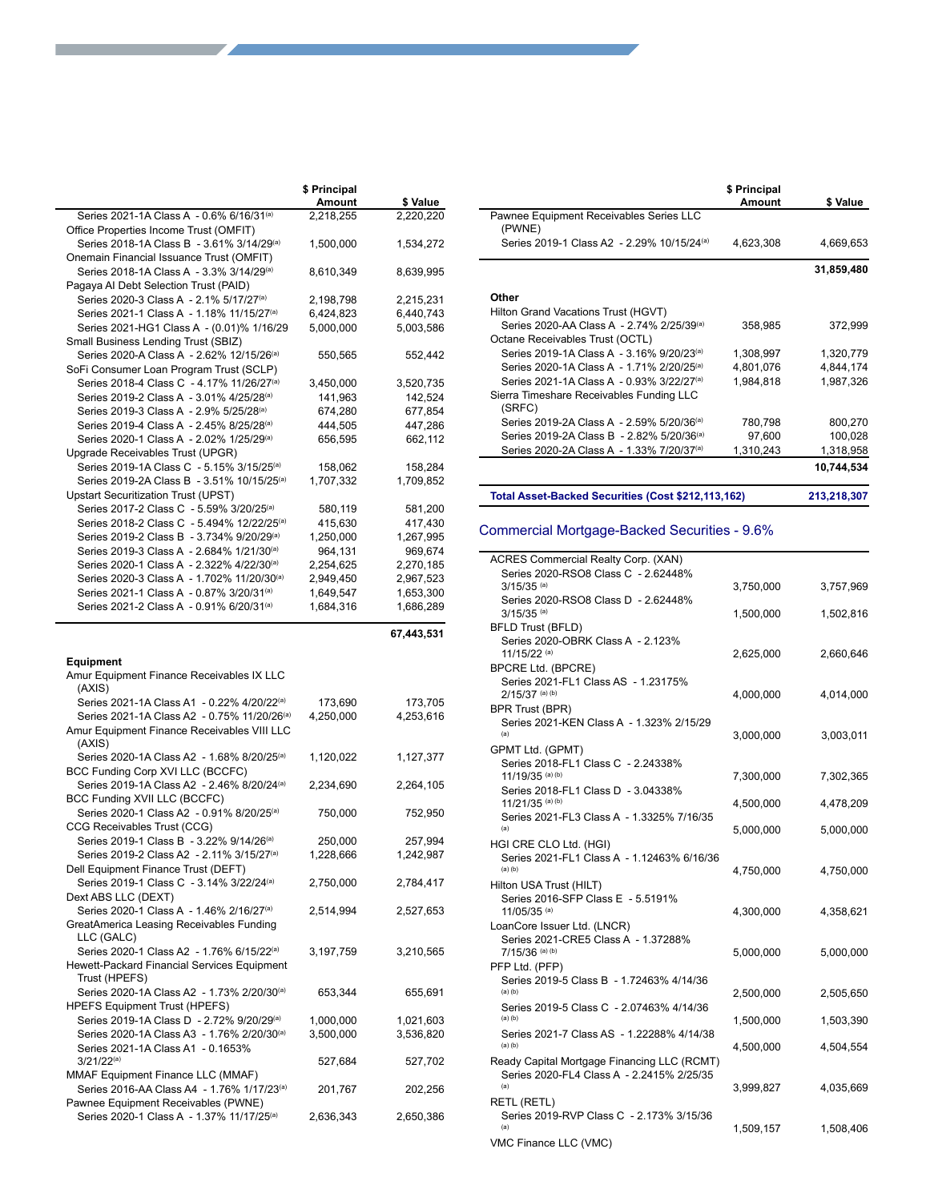| | $ Principal Amount | $ Value |
|---|---|---|
| Series 2021-1A Class A - 0.6% 6/16/31[(a)] | 2,218,255 | 2,220,220 |
| Office Properties Income Trust (OMFIT) | | |
| Series 2018-1A Class B - 3.61% 3/14/29[(a)] | 1,500,000 | 1,534,272 |
| Onemain Financial Issuance Trust (OMFIT) | | |
| Series 2018-1A Class A - 3.3% 3/14/29[(a)] | 8,610,349 | 8,639,995 |
| Pagaya AI Debt Selection Trust (PAID) | | |
| Series 2020-3 Class A - 2.1% 5/17/27[(a)] | 2,198,798 | 2,215,231 |
| Series 2021-1 Class A - 1.18% 11/15/27[(a)] | 6,424,823 | 6,440,743 |
| Series 2021-HG1 Class A - (0.01)% 1/16/29 | 5,000,000 | 5,003,586 |
| Small Business Lending Trust (SBIZ) | | |
| Series 2020-A Class A - 2.62% 12/15/26[(a)] | 550,565 | 552,442 |
| SoFi Consumer Loan Program Trust (SCLP) | | |
| Series 2018-4 Class C - 4.17% 11/26/27[(a)] | 3,450,000 | 3,520,735 |
| Series 2019-2 Class A - 3.01% 4/25/28[(a)] | 141,963 | 142,524 |
| Series 2019-3 Class A - 2.9% 5/25/28[(a)] | 674,280 | 677,854 |
| Series 2019-4 Class A - 2.45% 8/25/28[(a)] | 444,505 | 447,286 |
| Series 2020-1 Class A - 2.02% 1/25/29[(a)] | 656,595 | 662,112 |
| Upgrade Receivables Trust (UPGR) | | |
| Series 2019-1A Class C - 5.15% 3/15/25[(a)] | 158,062 | 158,284 |
| Series 2019-2A Class B - 3.51% 10/15/25[(a)] | 1,707,332 | 1,709,852 |
| Upstart Securitization Trust (UPST) | | |
| Series 2017-2 Class C - 5.59% 3/20/25[(a)] | 580,119 | 581,200 |
| Series 2018-2 Class C - 5.494% 12/22/25[(a)] | 415,630 | 417,430 |
| Series 2019-2 Class B - 3.734% 9/20/29[(a)] | 1,250,000 | 1,267,995 |
| Series 2019-3 Class A - 2.684% 1/21/30[(a)] | 964,131 | 969,674 |
| Series 2020-1 Class A - 2.322% 4/22/30[(a)] | 2,254,625 | 2,270,185 |
| Series 2020-3 Class A - 1.702% 11/20/30[(a)] | 2,949,450 | 2,967,523 |
| Series 2021-1 Class A - 0.87% 3/20/31[(a)] | 1,649,547 | 1,653,300 |
| Series 2021-2 Class A - 0.91% 6/20/31[(a)] | 1,684,316 | 1,686,289 |
| | | **67,443,531** |
| **Equipment** | | |
| Amur Equipment Finance Receivables IX LLC (AXIS) | | |
| Series 2021-1A Class A1 - 0.22% 4/20/22[(a)] | 173,690 | 173,705 |
| Series 2021-1A Class A2 - 0.75% 11/20/26[(a)] | 4,250,000 | 4,253,616 |
| Amur Equipment Finance Receivables VIII LLC (AXIS) | | |
| Series 2020-1A Class A2 - 1.68% 8/20/25[(a)] | 1,120,022 | 1,127,377 |
| BCC Funding Corp XVI LLC (BCCFC) | | |
| Series 2019-1A Class A2 - 2.46% 8/20/24[(a)] | 2,234,690 | 2,264,105 |
| BCC Funding XVII LLC (BCCFC) | | |
| Series 2020-1 Class A2 - 0.91% 8/20/25[(a)] | 750,000 | 752,950 |
| CCG Receivables Trust (CCG) | | |
| Series 2019-1 Class B - 3.22% 9/14/26[(a)] | 250,000 | 257,994 |
| Series 2019-2 Class A2 - 2.11% 3/15/27[(a)] | 1,228,666 | 1,242,987 |
| Dell Equipment Finance Trust (DEFT) | | |
| Series 2019-1 Class C - 3.14% 3/22/24[(a)] | 2,750,000 | 2,784,417 |
| Dext ABS LLC (DEXT) | | |
| Series 2020-1 Class A - 1.46% 2/16/27[(a)] | 2,514,994 | 2,527,653 |
| GreatAmerica Leasing Receivables Funding LLC (GALC) | | |
| Series 2020-1 Class A2 - 1.76% 6/15/22[(a)] | 3,197,759 | 3,210,565 |
| Hewett-Packard Financial Services Equipment Trust (HPEFS) | | |
| Series 2020-1A Class A2 - 1.73% 2/20/30[(a)] | 653,344 | 655,691 |
| HPEFS Equipment Trust (HPEFS) | | |
| Series 2019-1A Class D - 2.72% 9/20/29[(a)] | 1,000,000 | 1,021,603 |
| Series 2020-1A Class A3 - 1.76% 2/20/30[(a)] | 3,500,000 | 3,536,820 |
| Series 2021-1A Class A1 - 0.1653% 3/21/22[(a)] | 527,684 | 527,702 |
| MMAF Equipment Finance LLC (MMAF) | | |
| Series 2016-AA Class A4 - 1.76% 1/17/23[(a)] | 201,767 | 202,256 |
| Pawnee Equipment Receivables (PWNE) | | |
| Series 2020-1 Class A - 1.37% 11/17/25[(a)] | 2,636,343 | 2,650,386 |
| Pawnee Equipment Receivables Series LLC (PWNE) | | |
| Series 2019-1 Class A2 - 2.29% 10/15/24[(a)] | 4,623,308 | 4,669,653 |
| | | **31,859,480** |
| **Other** | | |
| Hilton Grand Vacations Trust (HGVT) | | |
| Series 2020-AA Class A - 2.74% 2/25/39[(a)] | 358,985 | 372,999 |
| Octane Receivables Trust (OCTL) | | |
| Series 2019-1A Class A - 3.16% 9/20/23[(a)] | 1,308,997 | 1,320,779 |
| Series 2020-1A Class A - 1.71% 2/20/25[(a)] | 4,801,076 | 4,844,174 |
| Series 2021-1A Class A - 0.93% 3/22/27[(a)] | 1,984,818 | 1,987,326 |
| Sierra Timeshare Receivables Funding LLC (SRFC) | | |
| Series 2019-2A Class A - 2.59% 5/20/36[(a)] | 780,798 | 800,270 |
| Series 2019-2A Class B - 2.82% 5/20/36[(a)] | 97,600 | 100,028 |
| Series 2020-2A Class A - 1.33% 7/20/37[(a)] | 1,310,243 | 1,318,958 |
| | | **10,744,534** |
| **Total Asset-Backed Securities (Cost $212,113,162)** | | **213,218,307** |

## Commercial Mortgage-Backed Securities - 9.6%

| | $ Principal Amount | $ Value |
|---|---|---|
| ACRES Commercial Realty Corp. (XAN) | | |
| Series 2020-RSO8 Class C - 2.62448% 3/15/35 [(a)] | 3,750,000 | 3,757,969 |
| Series 2020-RSO8 Class D - 2.62448% 3/15/35 [(a)] | 1,500,000 | 1,502,816 |
| BFLD Trust (BFLD) | | |
| Series 2020-OBRK Class A - 2.123% 11/15/22 [(a)] | 2,625,000 | 2,660,646 |
| BPCRE Ltd. (BPCRE) | | |
| Series 2021-FL1 Class AS - 1.23175% 2/15/37 [(a) (b)] | 4,000,000 | 4,014,000 |
| BPR Trust (BPR) | | |
| Series 2021-KEN Class A - 1.323% 2/15/29 [(a)] | 3,000,000 | 3,003,011 |
| GPMT Ltd. (GPMT) | | |
| Series 2018-FL1 Class C - 2.24338% 11/19/35 [(a) (b)] | 7,300,000 | 7,302,365 |
| Series 2018-FL1 Class D - 3.04338% 11/21/35 [(a) (b)] | 4,500,000 | 4,478,209 |
| Series 2021-FL3 Class A - 1.3325% 7/16/35 [(a)] | 5,000,000 | 5,000,000 |
| HGI CRE CLO Ltd. (HGI) | | |
| Series 2021-FL1 Class A - 1.12463% 6/16/36 [(a) (b)] | 4,750,000 | 4,750,000 |
| Hilton USA Trust (HILT) | | |
| Series 2016-SFP Class E - 5.5191% 11/05/35 [(a)] | 4,300,000 | 4,358,621 |
| LoanCore Issuer Ltd. (LNCR) | | |
| Series 2021-CRE5 Class A - 1.37288% 7/15/36 [(a) (b)] | 5,000,000 | 5,000,000 |
| PFP Ltd. (PFP) | | |
| Series 2019-5 Class B - 1.72463% 4/14/36 [(a) (b)] | 2,500,000 | 2,505,650 |
| Series 2019-5 Class C - 2.07463% 4/14/36 [(a) (b)] | 1,500,000 | 1,503,390 |
| Series 2021-7 Class AS - 1.22288% 4/14/38 [(a) (b)] | 4,500,000 | 4,504,554 |
| Ready Capital Mortgage Financing LLC (RCMT) | | |
| Series 2020-FL4 Class A - 2.2415% 2/25/35 [(a)] | 3,999,827 | 4,035,669 |
| RETL (RETL) | | |
| Series 2019-RVP Class C - 2.173% 3/15/36 [(a)] | 1,509,157 | 1,508,406 |
| VMC Finance LLC (VMC) | | |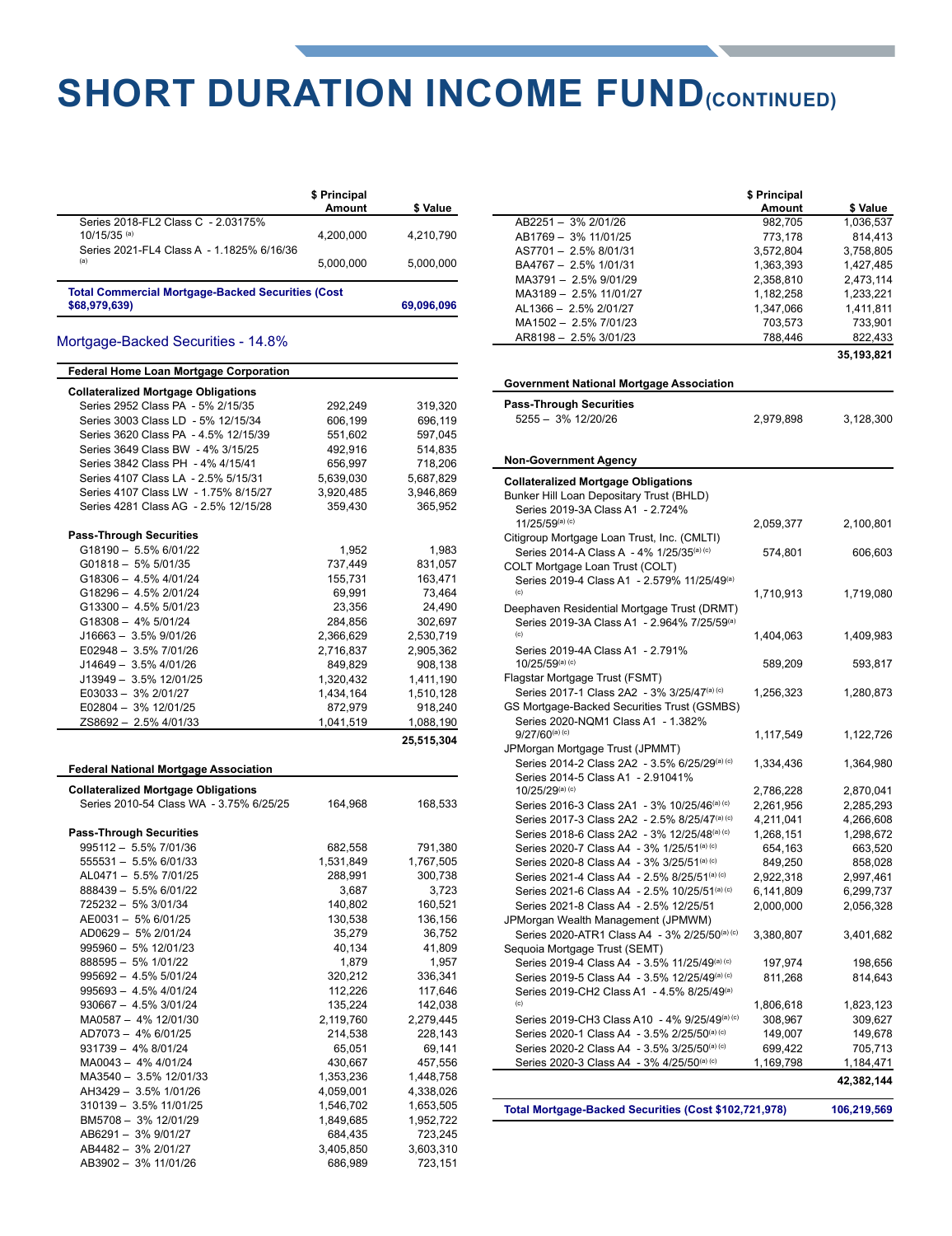# SHORT DURATION INCOME FUND (CONTINUED)

| | $ Principal Amount | $ Value |
|---|---|---|
| Series 2018-FL2 Class C - 2.03175% 10/15/35 [(a)] | 4,200,000 | 4,210,790 |
| Series 2021-FL4 Class A - 1.1825% 6/16/36 [(a)] | 5,000,000 | 5,000,000 |
| **Total Commercial Mortgage-Backed Securities (Cost $68,979,639)** | | **69,096,096** |

## Mortgage-Backed Securities - 14.8%

| | $ Principal Amount | $ Value |
|---|---|---|
| **Federal Home Loan Mortgage Corporation** | | |
| **Collateralized Mortgage Obligations** | | |
| Series 2952 Class PA - 5% 2/15/35 | 292,249 | 319,320 |
| Series 3003 Class LD - 5% 12/15/34 | 606,199 | 696,119 |
| Series 3620 Class PA - 4.5% 12/15/39 | 551,602 | 597,045 |
| Series 3649 Class BW - 4% 3/15/25 | 492,916 | 514,835 |
| Series 3842 Class PH - 4% 4/15/41 | 656,997 | 718,206 |
| Series 4107 Class LA - 2.5% 5/15/31 | 5,639,030 | 5,687,829 |
| Series 4107 Class LW - 1.75% 8/15/27 | 3,920,485 | 3,946,869 |
| Series 4281 Class AG - 2.5% 12/15/28 | 359,430 | 365,952 |
| **Pass-Through Securities** | | |
| G18190 – 5.5% 6/01/22 | 1,952 | 1,983 |
| G01818 – 5% 5/01/35 | 737,449 | 831,057 |
| G18306 – 4.5% 4/01/24 | 155,731 | 163,471 |
| G18296 – 4.5% 2/01/24 | 69,991 | 73,464 |
| G13300 – 4.5% 5/01/23 | 23,356 | 24,490 |
| G18308 – 4% 5/01/24 | 284,856 | 302,697 |
| J16663 – 3.5% 9/01/26 | 2,366,629 | 2,530,719 |
| E02948 – 3.5% 7/01/26 | 2,716,837 | 2,905,362 |
| J14649 – 3.5% 4/01/26 | 849,829 | 908,138 |
| J13949 – 3.5% 12/01/25 | 1,320,432 | 1,411,190 |
| E03033 – 3% 2/01/27 | 1,434,164 | 1,510,128 |
| E02804 – 3% 12/01/25 | 872,979 | 918,240 |
| ZS8692 – 2.5% 4/01/33 | 1,041,519 | 1,088,190 |
| | | **25,515,304** |
| **Federal National Mortgage Association** | | |
| **Collateralized Mortgage Obligations** | | |
| Series 2010-54 Class WA - 3.75% 6/25/25 | 164,968 | 168,533 |
| **Pass-Through Securities** | | |
| 995112 – 5.5% 7/01/36 | 682,558 | 791,380 |
| 555531 – 5.5% 6/01/33 | 1,531,849 | 1,767,505 |
| AL0471 – 5.5% 7/01/25 | 288,991 | 300,738 |
| 888439 – 5.5% 6/01/22 | 3,687 | 3,723 |
| 725232 – 5% 3/01/34 | 140,802 | 160,521 |
| AE0031 – 5% 6/01/25 | 130,538 | 136,156 |
| AD0629 – 5% 2/01/24 | 35,279 | 36,752 |
| 995960 – 5% 12/01/23 | 40,134 | 41,809 |
| 888595 – 5% 1/01/22 | 1,879 | 1,957 |
| 995692 – 4.5% 5/01/24 | 320,212 | 336,341 |
| 995693 – 4.5% 4/01/24 | 112,226 | 117,646 |
| 930667 – 4.5% 3/01/24 | 135,224 | 142,038 |
| MA0587 – 4% 12/01/30 | 2,119,760 | 2,279,445 |
| AD7073 – 4% 6/01/25 | 214,538 | 228,143 |
| 931739 – 4% 8/01/24 | 65,051 | 69,141 |
| MA0043 – 4% 4/01/24 | 430,667 | 457,556 |
| MA3540 – 3.5% 12/01/33 | 1,353,236 | 1,448,758 |
| AH3429 – 3.5% 1/01/26 | 4,059,001 | 4,338,026 |
| 310139 – 3.5% 11/01/25 | 1,546,702 | 1,653,505 |
| BM5708 – 3% 12/01/29 | 1,849,685 | 1,952,722 |
| AB6291 – 3% 9/01/27 | 684,435 | 723,245 |
| AB4482 – 3% 2/01/27 | 3,405,850 | 3,603,310 |
| AB3902 – 3% 11/01/26 | 686,989 | 723,151 |
| AB2251 – 3% 2/01/26 | 982,705 | 1,036,537 |
| AB1769 – 3% 11/01/25 | 773,178 | 814,413 |
| AS7701 – 2.5% 8/01/31 | 3,572,804 | 3,758,805 |
| BA4767 – 2.5% 1/01/31 | 1,363,393 | 1,427,485 |
| MA3791 – 2.5% 9/01/29 | 2,358,810 | 2,473,114 |
| MA3189 – 2.5% 11/01/27 | 1,182,258 | 1,233,221 |
| AL1366 – 2.5% 2/01/27 | 1,347,066 | 1,411,811 |
| MA1502 – 2.5% 7/01/23 | 703,573 | 733,901 |
| AR8198 – 2.5% 3/01/23 | 788,446 | 822,433 |
| | | **35,193,821** |
| **Government National Mortgage Association** | | |
| **Pass-Through Securities** | | |
| 5255 – 3% 12/20/26 | 2,979,898 | 3,128,300 |
| **Non-Government Agency** | | |
| **Collateralized Mortgage Obligations** | | |
| Bunker Hill Loan Depositary Trust (BHLD) | | |
| Series 2019-3A Class A1 - 2.724% 11/25/59 [(a) (c)] | 2,059,377 | 2,100,801 |
| Citigroup Mortgage Loan Trust, Inc. (CMLTI) | | |
| Series 2014-A Class A - 4% 1/25/35 [(a) (c)] | 574,801 | 606,603 |
| COLT Mortgage Loan Trust (COLT) | | |
| Series 2019-4 Class A1 - 2.579% 11/25/49 [(a) (c)] | 1,710,913 | 1,719,080 |
| Deephaven Residential Mortgage Trust (DRMT) | | |
| Series 2019-3A Class A1 - 2.964% 7/25/59 [(a) (c)] | 1,404,063 | 1,409,983 |
| Series 2019-4A Class A1 - 2.791% 10/25/59 [(a) (c)] | 589,209 | 593,817 |
| Flagstar Mortgage Trust (FSMT) | | |
| Series 2017-1 Class 2A2 - 3% 3/25/47 [(a) (c)] | 1,256,323 | 1,280,873 |
| GS Mortgage-Backed Securities Trust (GSMBS) | | |
| Series 2020-NQM1 Class A1 - 1.382% 9/27/60 [(a) (c)] | 1,117,549 | 1,122,726 |
| JPMorgan Mortgage Trust (JPMMT) | | |
| Series 2014-2 Class 2A2 - 3.5% 6/25/29 [(a) (c)] | 1,334,436 | 1,364,980 |
| Series 2014-5 Class A1 - 2.91041% 10/25/29 [(a) (c)] | 2,786,228 | 2,870,041 |
| Series 2016-3 Class 2A1 - 3% 10/25/46 [(a) (c)] | 2,261,956 | 2,285,293 |
| Series 2017-3 Class 2A2 - 2.5% 8/25/47 [(a) (c)] | 4,211,041 | 4,266,608 |
| Series 2018-6 Class 2A2 - 3% 12/25/48 [(a) (c)] | 1,268,151 | 1,298,672 |
| Series 2020-7 Class A4 - 3% 1/25/51 [(a) (c)] | 654,163 | 663,520 |
| Series 2020-8 Class A4 - 3% 3/25/51 [(a) (c)] | 849,250 | 858,028 |
| Series 2021-4 Class A4 - 2.5% 8/25/51 [(a) (c)] | 2,922,318 | 2,997,461 |
| Series 2021-6 Class A4 - 2.5% 10/25/51 [(a) (c)] | 6,141,809 | 6,299,737 |
| Series 2021-8 Class A4 - 2.5% 12/25/51 | 2,000,000 | 2,056,328 |
| JPMorgan Wealth Management (JPMWM) | | |
| Series 2020-ATR1 Class A4 - 3% 2/25/50 [(a) (c)] | 3,380,807 | 3,401,682 |
| Sequoia Mortgage Trust (SEMT) | | |
| Series 2019-4 Class A4 - 3.5% 11/25/49 [(a) (c)] | 197,974 | 198,656 |
| Series 2019-5 Class A4 - 3.5% 12/25/49 [(a) (c)] | 811,268 | 814,643 |
| Series 2019-CH2 Class A1 - 4.5% 8/25/49 [(a) (c)] | 1,806,618 | 1,823,123 |
| Series 2019-CH3 Class A10 - 4% 9/25/49 [(a) (c)] | 308,967 | 309,627 |
| Series 2020-1 Class A4 - 3.5% 2/25/50 [(a) (c)] | 149,007 | 149,678 |
| Series 2020-2 Class A4 - 3.5% 3/25/50 [(a) (c)] | 699,422 | 705,713 |
| Series 2020-3 Class A4 - 3% 4/25/50 [(a) (c)] | 1,169,798 | 1,184,471 |
| | | **42,382,144** |
| **Total Mortgage-Backed Securities (Cost $102,721,978)** | | **106,219,569** |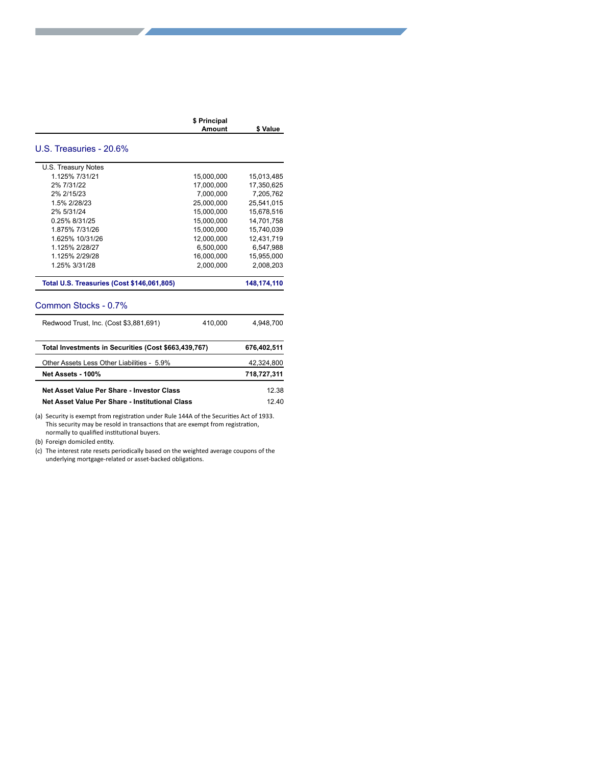| | $ Principal Amount | $ Value |
|---|---|---|
| **U.S. Treasuries - 20.6%** | | |
| U.S. Treasury Notes | | |
| 1.125% 7/31/21 | 15,000,000 | 15,013,485 |
| 2% 7/31/22 | 17,000,000 | 17,350,625 |
| 2% 2/15/23 | 7,000,000 | 7,205,762 |
| 1.5% 2/28/23 | 25,000,000 | 25,541,015 |
| 2% 5/31/24 | 15,000,000 | 15,678,516 |
| 0.25% 8/31/25 | 15,000,000 | 14,701,758 |
| 1.875% 7/31/26 | 15,000,000 | 15,740,039 |
| 1.625% 10/31/26 | 12,000,000 | 12,431,719 |
| 1.125% 2/28/27 | 6,500,000 | 6,547,988 |
| 1.125% 2/29/28 | 16,000,000 | 15,955,000 |
| 1.25% 3/31/28 | 2,000,000 | 2,008,203 |
| **Total U.S. Treasuries (Cost $146,061,805)** | | **148,174,110** |
| **Common Stocks - 0.7%** | | |
| Redwood Trust, Inc. (Cost $3,881,691) | 410,000 | 4,948,700 |
| **Total Investments in Securities (Cost $663,439,767)** | | **676,402,511** |
| Other Assets Less Other Liabilities - 5.9% | | 42,324,800 |
| **Net Assets - 100%** | | **718,727,311** |
| **Net Asset Value Per Share - Investor Class** | | 12.38 |
| **Net Asset Value Per Share - Institutional Class** | | 12.40 |

(a) Security is exempt from registration under Rule 144A of the Securities Act of 1933. This security may be resold in transactions that are exempt from registration, normally to qualified institutional buyers.

(b) Foreign domiciled entity.

(c) The interest rate resets periodically based on the weighted average coupons of the underlying mortgage-related or asset-backed obligations.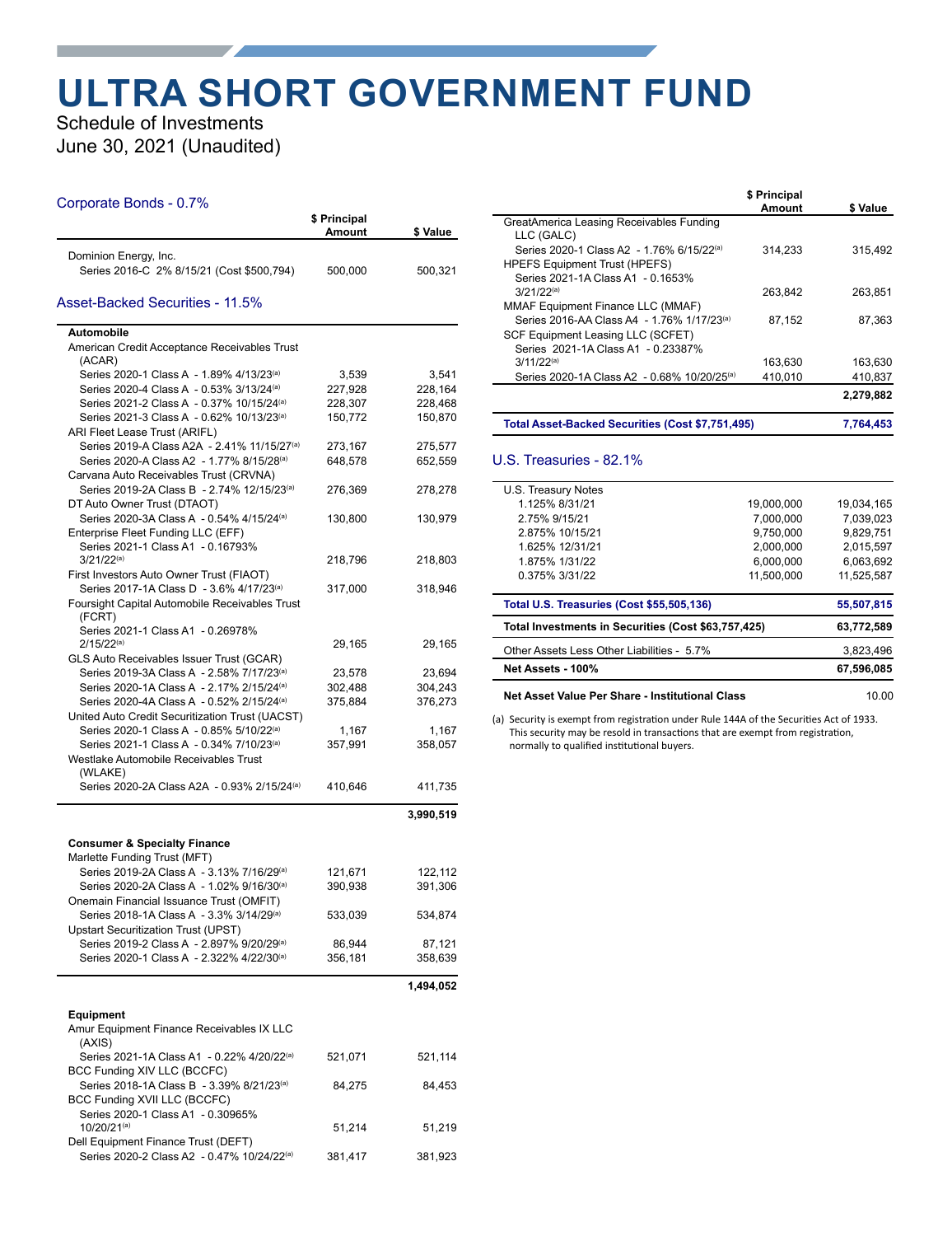# ULTRA SHORT GOVERNMENT FUND

Schedule of Investments
June 30, 2021 (Unaudited)

## Corporate Bonds - 0.7%

| | $ Principal Amount | $ Value |
|---|---|---|
| Dominion Energy, Inc. | | |
| Series 2016-C 2% 8/15/21 (Cost $500,794) | 500,000 | 500,321 |

## Asset-Backed Securities - 11.5%

| | $ Principal Amount | $ Value |
|---|---|---|
| **Automobile** | | |
| American Credit Acceptance Receivables Trust (ACAR) | | |
| Series 2020-1 Class A - 1.89% 4/13/23[(a)] | 3,539 | 3,541 |
| Series 2020-4 Class A - 0.53% 3/13/24[(a)] | 227,928 | 228,164 |
| Series 2021-2 Class A - 0.37% 10/15/24[(a)] | 228,307 | 228,468 |
| Series 2021-3 Class A - 0.62% 10/13/23[(a)] | 150,772 | 150,870 |
| ARI Fleet Lease Trust (ARIFL) | | |
| Series 2019-A Class A2A - 2.41% 11/15/27[(a)] | 273,167 | 275,577 |
| Series 2020-A Class A2 - 1.77% 8/15/28[(a)] | 648,578 | 652,559 |
| Carvana Auto Receivables Trust (CRVNA) | | |
| Series 2019-2A Class B - 2.74% 12/15/23[(a)] | 276,369 | 278,278 |
| DT Auto Owner Trust (DTAOT) | | |
| Series 2020-3A Class A - 0.54% 4/15/24[(a)] | 130,800 | 130,979 |
| Enterprise Fleet Funding LLC (EFF) | | |
| Series 2021-1 Class A1 - 0.16793% 3/21/22[(a)] | 218,796 | 218,803 |
| First Investors Auto Owner Trust (FIAOT) | | |
| Series 2017-1A Class D - 3.6% 4/17/23[(a)] | 317,000 | 318,946 |
| Foursight Capital Automobile Receivables Trust (FCRT) | | |
| Series 2021-1 Class A1 - 0.26978% 2/15/22[(a)] | 29,165 | 29,165 |
| GLS Auto Receivables Issuer Trust (GCAR) | | |
| Series 2019-3A Class A - 2.58% 7/17/23[(a)] | 23,578 | 23,694 |
| Series 2020-1A Class A - 2.17% 2/15/24[(a)] | 302,488 | 304,243 |
| Series 2020-4A Class A - 0.52% 2/15/24[(a)] | 375,884 | 376,273 |
| United Auto Credit Securitization Trust (UACST) | | |
| Series 2020-1 Class A - 0.85% 5/10/22[(a)] | 1,167 | 1,167 |
| Series 2021-1 Class A - 0.34% 7/10/23[(a)] | 357,991 | 358,057 |
| Westlake Automobile Receivables Trust (WLAKE) | | |
| Series 2020-2A Class A2A - 0.93% 2/15/24[(a)] | 410,646 | 411,735 |
| | | **3,990,519** |
| **Consumer & Specialty Finance** | | |
| Marlette Funding Trust (MFT) | | |
| Series 2019-2A Class A - 3.13% 7/16/29[(a)] | 121,671 | 122,112 |
| Series 2020-2A Class A - 1.02% 9/16/30[(a)] | 390,938 | 391,306 |
| Onemain Financial Issuance Trust (OMFIT) | | |
| Series 2018-1A Class A - 3.3% 3/14/29[(a)] | 533,039 | 534,874 |
| Upstart Securitization Trust (UPST) | | |
| Series 2019-2 Class A - 2.897% 9/20/29[(a)] | 86,944 | 87,121 |
| Series 2020-1 Class A - 2.322% 4/22/30[(a)] | 356,181 | 358,639 |
| | | **1,494,052** |
| **Equipment** | | |
| Amur Equipment Finance Receivables IX LLC (AXIS) | | |
| Series 2021-1A Class A1 - 0.22% 4/20/22[(a)] | 521,071 | 521,114 |
| BCC Funding XIV LLC (BCCFC) | | |
| Series 2018-1A Class B - 3.39% 8/21/23[(a)] | 84,275 | 84,453 |
| BCC Funding XVII LLC (BCCFC) | | |
| Series 2020-1 Class A1 - 0.30965% 10/20/21[(a)] | 51,214 | 51,219 |
| Dell Equipment Finance Trust (DEFT) | | |
| Series 2020-2 Class A2 - 0.47% 10/24/22[(a)] | 381,417 | 381,923 |
| GreatAmerica Leasing Receivables Funding LLC (GALC) | | |
| Series 2020-1 Class A2 - 1.76% 6/15/22[(a)] | 314,233 | 315,492 |
| HPEFS Equipment Trust (HPEFS) | | |
| Series 2021-1A Class A1 - 0.1653% 3/21/22[(a)] | 263,842 | 263,851 |
| MMAF Equipment Finance LLC (MMAF) | | |
| Series 2016-AA Class A4 - 1.76% 1/17/23[(a)] | 87,152 | 87,363 |
| SCF Equipment Leasing LLC (SCFET) | | |
| Series 2021-1A Class A1 - 0.23387% 3/11/22[(a)] | 163,630 | 163,630 |
| Series 2020-1A Class A2 - 0.68% 10/20/25[(a)] | 410,010 | 410,837 |
| | | **2,279,882** |
| **Total Asset-Backed Securities (Cost $7,751,495)** | | **7,764,453** |

## U.S. Treasuries - 82.1%

| | $ Principal Amount | $ Value |
|---|---|---|
| U.S. Treasury Notes | | |
| 1.125% 8/31/21 | 19,000,000 | 19,034,165 |
| 2.75% 9/15/21 | 7,000,000 | 7,039,023 |
| 2.875% 10/15/21 | 9,750,000 | 9,829,751 |
| 1.625% 12/31/21 | 2,000,000 | 2,015,597 |
| 1.875% 1/31/22 | 6,000,000 | 6,063,692 |
| 0.375% 3/31/22 | 11,500,000 | 11,525,587 |
| **Total U.S. Treasuries (Cost $55,505,136)** | | **55,507,815** |
| **Total Investments in Securities (Cost $63,757,425)** | | **63,772,589** |
| Other Assets Less Other Liabilities - 5.7% | | 3,823,496 |
| **Net Assets - 100%** | | **67,596,085** |
| **Net Asset Value Per Share - Institutional Class** | | 10.00 |

(a) Security is exempt from registration under Rule 144A of the Securities Act of 1933. This security may be resold in transactions that are exempt from registration, normally to qualified institutional buyers.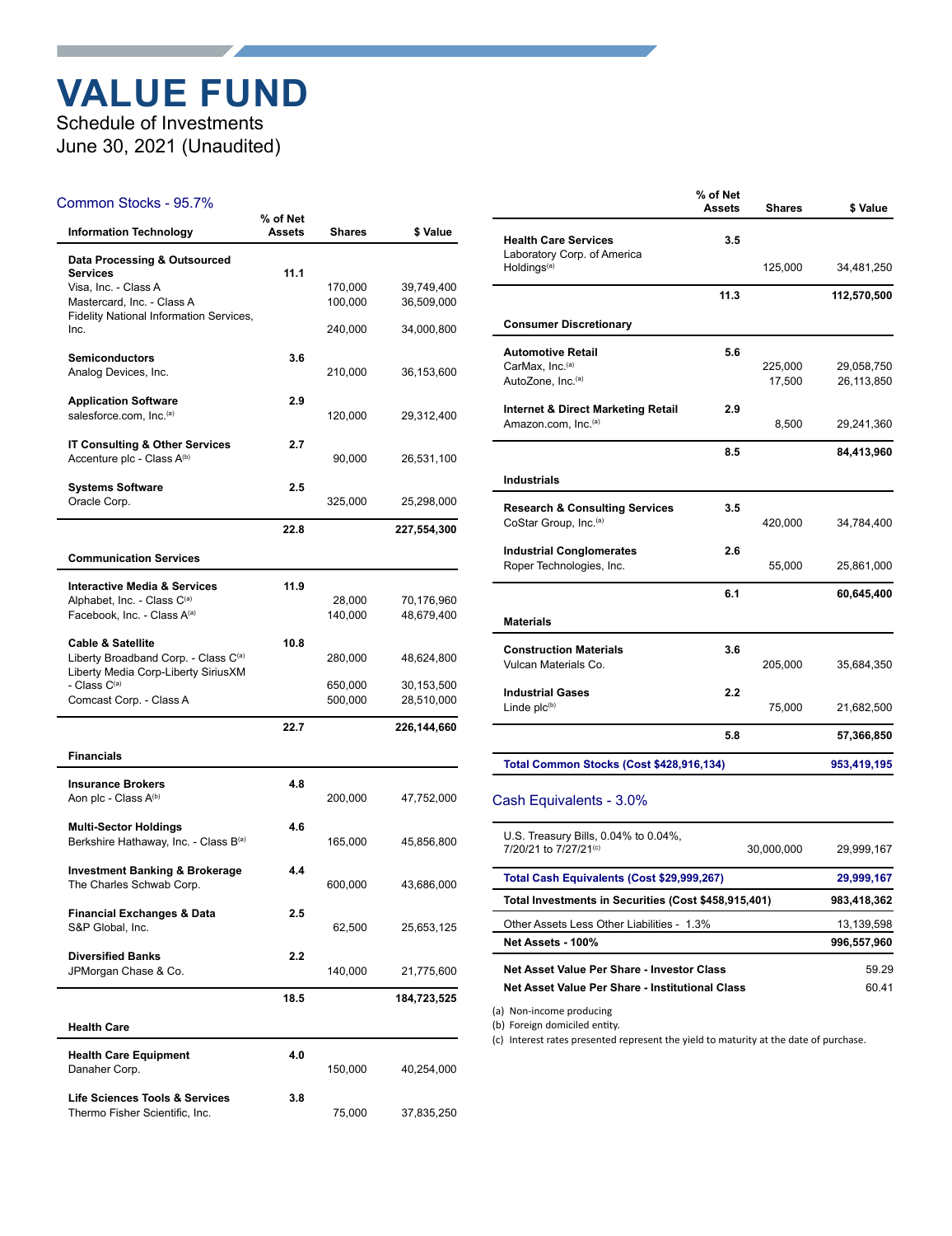# VALUE FUND

Schedule of Investments
June 30, 2021 (Unaudited)

## Common Stocks - 95.7%

| Information Technology | % of Net Assets | Shares | $ Value |
|---|---|---|---|
| **Data Processing & Outsourced Services** | 11.1 | | |
| Visa, Inc. - Class A | | 170,000 | 39,749,400 |
| Mastercard, Inc. - Class A | | 100,000 | 36,509,000 |
| Fidelity National Information Services, Inc. | | 240,000 | 34,000,800 |
| **Semiconductors** | 3.6 | | |
| Analog Devices, Inc. | | 210,000 | 36,153,600 |
| **Application Software** | 2.9 | | |
| salesforce.com, Inc.[a] | | 120,000 | 29,312,400 |
| **IT Consulting & Other Services** | 2.7 | | |
| Accenture plc - Class A[b] | | 90,000 | 26,531,100 |
| **Systems Software** | 2.5 | | |
| Oracle Corp. | | 325,000 | 25,298,000 |
| | **22.8** | | **227,554,300** |
| **Communication Services** | | | |
| **Interactive Media & Services** | 11.9 | | |
| Alphabet, Inc. - Class C[a] | | 28,000 | 70,176,960 |
| Facebook, Inc. - Class A[a] | | 140,000 | 48,679,400 |
| **Cable & Satellite** | 10.8 | | |
| Liberty Broadband Corp. - Class C[a] | | 280,000 | 48,624,800 |
| Liberty Media Corp-Liberty SiriusXM - Class C[a] | | 650,000 | 30,153,500 |
| Comcast Corp. - Class A | | 500,000 | 28,510,000 |
| | **22.7** | | **226,144,660** |
| **Financials** | | | |
| **Insurance Brokers** | 4.8 | | |
| Aon plc - Class A[b] | | 200,000 | 47,752,000 |
| **Multi-Sector Holdings** | 4.6 | | |
| Berkshire Hathaway, Inc. - Class B[a] | | 165,000 | 45,856,800 |
| **Investment Banking & Brokerage** | 4.4 | | |
| The Charles Schwab Corp. | | 600,000 | 43,686,000 |
| **Financial Exchanges & Data** | 2.5 | | |
| S&P Global, Inc. | | 62,500 | 25,653,125 |
| **Diversified Banks** | 2.2 | | |
| JPMorgan Chase & Co. | | 140,000 | 21,775,600 |
| | **18.5** | | **184,723,525** |
| **Health Care** | | | |
| **Health Care Equipment** | 4.0 | | |
| Danaher Corp. | | 150,000 | 40,254,000 |
| **Life Sciences Tools & Services** | 3.8 | | |
| Thermo Fisher Scientific, Inc. | | 75,000 | 37,835,250 |
| **Health Care Services** | 3.5 | | |
| Laboratory Corp. of America Holdings[a] | | 125,000 | 34,481,250 |
| | **11.3** | | **112,570,500** |
| **Consumer Discretionary** | | | |
| **Automotive Retail** | 5.6 | | |
| CarMax, Inc.[a] | | 225,000 | 29,058,750 |
| AutoZone, Inc.[a] | | 17,500 | 26,113,850 |
| **Internet & Direct Marketing Retail** | 2.9 | | |
| Amazon.com, Inc.[a] | | 8,500 | 29,241,360 |
| | **8.5** | | **84,413,960** |
| **Industrials** | | | |
| **Research & Consulting Services** | 3.5 | | |
| CoStar Group, Inc.[a] | | 420,000 | 34,784,400 |
| **Industrial Conglomerates** | 2.6 | | |
| Roper Technologies, Inc. | | 55,000 | 25,861,000 |
| | **6.1** | | **60,645,400** |
| **Materials** | | | |
| **Construction Materials** | 3.6 | | |
| Vulcan Materials Co. | | 205,000 | 35,684,350 |
| **Industrial Gases** | 2.2 | | |
| Linde plc[b] | | 75,000 | 21,682,500 |
| | **5.8** | | **57,366,850** |
| **Total Common Stocks (Cost $428,916,134)** | | | **953,419,195** |

## Cash Equivalents - 3.0%

| | | |
|---|---|---|
| U.S. Treasury Bills, 0.04% to 0.04%, 7/20/21 to 7/27/21[c] | 30,000,000 | 29,999,167 |
| **Total Cash Equivalents (Cost $29,999,267)** | | **29,999,167** |
| **Total Investments in Securities (Cost $458,915,401)** | | **983,418,362** |
| Other Assets Less Other Liabilities - 1.3% | | 13,139,598 |
| **Net Assets - 100%** | | **996,557,960** |
| **Net Asset Value Per Share - Investor Class** | | 59.29 |
| **Net Asset Value Per Share - Institutional Class** | | 60.41 |

(a) Non-income producing
(b) Foreign domiciled entity.
(c) Interest rates presented represent the yield to maturity at the date of purchase.